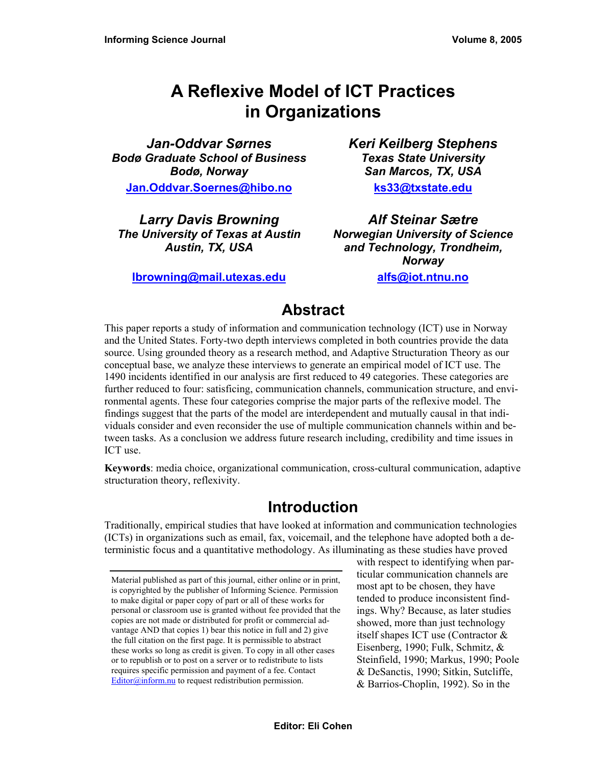# A Reflexive Model of ICT Practices in Organizations

***Jan-Oddvar Sørnes***
***Bodø Graduate School of Business***
***Bodø, Norway***
[Jan.Oddvar.Soernes@hibo.no](mailto:Jan.Oddvar.Soernes@hibo.no)

***Keri Keilberg Stephens***
***Texas State University***
***San Marcos, TX, USA***
[ks33@txstate.edu](mailto:ks33@txstate.edu)

***Larry Davis Browning***
***The University of Texas at Austin***
***Austin, TX, USA***
[lbrowning@mail.utexas.edu](mailto:lbrowning@mail.utexas.edu)

***Alf Steinar Sætre***
***Norwegian University of Science and Technology, Trondheim, Norway***
[alfs@iot.ntnu.no](mailto:alfs@iot.ntnu.no)

## Abstract

This paper reports a study of information and communication technology (ICT) use in Norway and the United States. Forty-two depth interviews completed in both countries provide the data source. Using grounded theory as a research method, and Adaptive Structuration Theory as our conceptual base, we analyze these interviews to generate an empirical model of ICT use. The 1490 incidents identified in our analysis are first reduced to 49 categories. These categories are further reduced to four: satisficing, communication channels, communication structure, and environmental agents. These four categories comprise the major parts of the reflexive model. The findings suggest that the parts of the model are interdependent and mutually causal in that individuals consider and even reconsider the use of multiple communication channels within and between tasks. As a conclusion we address future research including, credibility and time issues in ICT use.

**Keywords**: media choice, organizational communication, cross-cultural communication, adaptive structuration theory, reflexivity.

## Introduction

Traditionally, empirical studies that have looked at information and communication technologies (ICTs) in organizations such as email, fax, voicemail, and the telephone have adopted both a deterministic focus and a quantitative methodology. As illuminating as these studies have proved with respect to identifying when particular communication channels are most apt to be chosen, they have tended to produce inconsistent findings. Why? Because, as later studies showed, more than just technology itself shapes ICT use (Contractor & Eisenberg, 1990; Fulk, Schmitz, & Steinfield, 1990; Markus, 1990; Poole & DeSanctis, 1990; Sitkin, Sutcliffe, & Barrios-Choplin, 1992). So in the

Material published as part of this journal, either online or in print, is copyrighted by the publisher of Informing Science. Permission to make digital or paper copy of part or all of these works for personal or classroom use is granted without fee provided that the copies are not made or distributed for profit or commercial advantage AND that copies 1) bear this notice in full and 2) give the full citation on the first page. It is permissible to abstract these works so long as credit is given. To copy in all other cases or to republish or to post on a server or to redistribute to lists requires specific permission and payment of a fee. Contact [Editor@inform.nu](mailto:Editor@inform.nu) to request redistribution permission.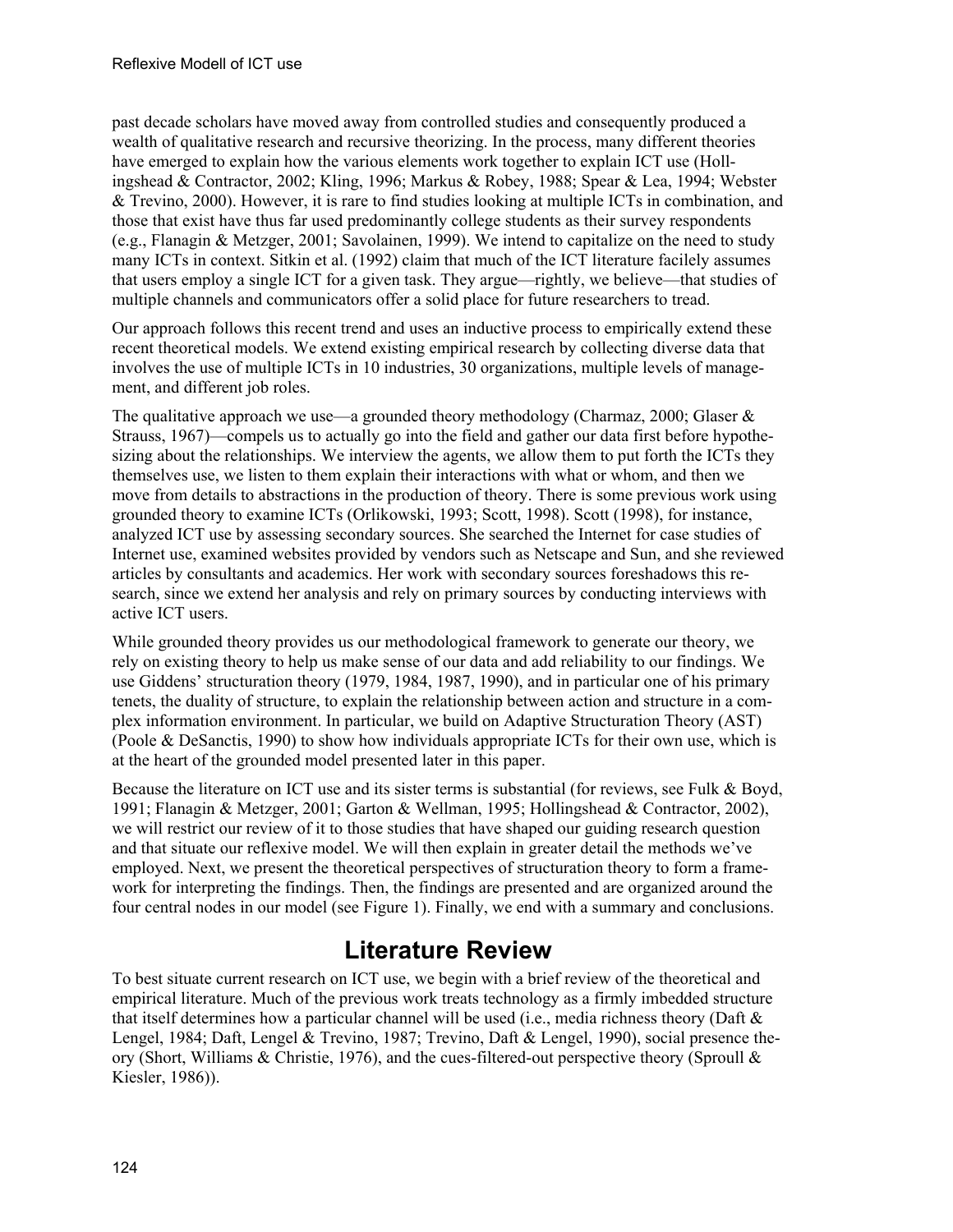past decade scholars have moved away from controlled studies and consequently produced a wealth of qualitative research and recursive theorizing. In the process, many different theories have emerged to explain how the various elements work together to explain ICT use (Hollingshead & Contractor, 2002; Kling, 1996; Markus & Robey, 1988; Spear & Lea, 1994; Webster & Trevino, 2000). However, it is rare to find studies looking at multiple ICTs in combination, and those that exist have thus far used predominantly college students as their survey respondents (e.g., Flanagin & Metzger, 2001; Savolainen, 1999). We intend to capitalize on the need to study many ICTs in context. Sitkin et al. (1992) claim that much of the ICT literature facilely assumes that users employ a single ICT for a given task. They argue—rightly, we believe—that studies of multiple channels and communicators offer a solid place for future researchers to tread.

Our approach follows this recent trend and uses an inductive process to empirically extend these recent theoretical models. We extend existing empirical research by collecting diverse data that involves the use of multiple ICTs in 10 industries, 30 organizations, multiple levels of management, and different job roles.

The qualitative approach we use—a grounded theory methodology (Charmaz, 2000; Glaser & Strauss, 1967)—compels us to actually go into the field and gather our data first before hypothesizing about the relationships. We interview the agents, we allow them to put forth the ICTs they themselves use, we listen to them explain their interactions with what or whom, and then we move from details to abstractions in the production of theory. There is some previous work using grounded theory to examine ICTs (Orlikowski, 1993; Scott, 1998). Scott (1998), for instance, analyzed ICT use by assessing secondary sources. She searched the Internet for case studies of Internet use, examined websites provided by vendors such as Netscape and Sun, and she reviewed articles by consultants and academics. Her work with secondary sources foreshadows this research, since we extend her analysis and rely on primary sources by conducting interviews with active ICT users.

While grounded theory provides us our methodological framework to generate our theory, we rely on existing theory to help us make sense of our data and add reliability to our findings. We use Giddens' structuration theory (1979, 1984, 1987, 1990), and in particular one of his primary tenets, the duality of structure, to explain the relationship between action and structure in a complex information environment. In particular, we build on Adaptive Structuration Theory (AST) (Poole & DeSanctis, 1990) to show how individuals appropriate ICTs for their own use, which is at the heart of the grounded model presented later in this paper.

Because the literature on ICT use and its sister terms is substantial (for reviews, see Fulk & Boyd, 1991; Flanagin & Metzger, 2001; Garton & Wellman, 1995; Hollingshead & Contractor, 2002), we will restrict our review of it to those studies that have shaped our guiding research question and that situate our reflexive model. We will then explain in greater detail the methods we've employed. Next, we present the theoretical perspectives of structuration theory to form a framework for interpreting the findings. Then, the findings are presented and are organized around the four central nodes in our model (see Figure 1). Finally, we end with a summary and conclusions.

## Literature Review

To best situate current research on ICT use, we begin with a brief review of the theoretical and empirical literature. Much of the previous work treats technology as a firmly imbedded structure that itself determines how a particular channel will be used (i.e., media richness theory (Daft & Lengel, 1984; Daft, Lengel & Trevino, 1987; Trevino, Daft & Lengel, 1990), social presence theory (Short, Williams & Christie, 1976), and the cues-filtered-out perspective theory (Sproull & Kiesler, 1986)).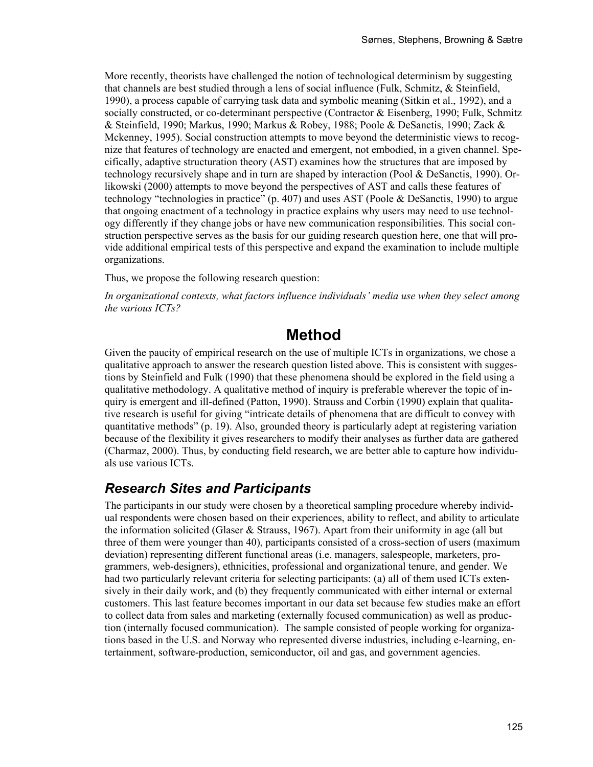More recently, theorists have challenged the notion of technological determinism by suggesting that channels are best studied through a lens of social influence (Fulk, Schmitz, & Steinfield, 1990), a process capable of carrying task data and symbolic meaning (Sitkin et al., 1992), and a socially constructed, or co-determinant perspective (Contractor & Eisenberg, 1990; Fulk, Schmitz & Steinfield, 1990; Markus, 1990; Markus & Robey, 1988; Poole & DeSanctis, 1990; Zack & Mckenney, 1995). Social construction attempts to move beyond the deterministic views to recognize that features of technology are enacted and emergent, not embodied, in a given channel. Specifically, adaptive structuration theory (AST) examines how the structures that are imposed by technology recursively shape and in turn are shaped by interaction (Pool & DeSanctis, 1990). Orlikowski (2000) attempts to move beyond the perspectives of AST and calls these features of technology "technologies in practice" (p. 407) and uses AST (Poole & DeSanctis, 1990) to argue that ongoing enactment of a technology in practice explains why users may need to use technology differently if they change jobs or have new communication responsibilities. This social construction perspective serves as the basis for our guiding research question here, one that will provide additional empirical tests of this perspective and expand the examination to include multiple organizations.

Thus, we propose the following research question:

*In organizational contexts, what factors influence individuals' media use when they select among the various ICTs?*

# Method

Given the paucity of empirical research on the use of multiple ICTs in organizations, we chose a qualitative approach to answer the research question listed above. This is consistent with suggestions by Steinfield and Fulk (1990) that these phenomena should be explored in the field using a qualitative methodology. A qualitative method of inquiry is preferable wherever the topic of inquiry is emergent and ill-defined (Patton, 1990). Strauss and Corbin (1990) explain that qualitative research is useful for giving "intricate details of phenomena that are difficult to convey with quantitative methods" (p. 19). Also, grounded theory is particularly adept at registering variation because of the flexibility it gives researchers to modify their analyses as further data are gathered (Charmaz, 2000). Thus, by conducting field research, we are better able to capture how individuals use various ICTs.

## *Research Sites and Participants*

The participants in our study were chosen by a theoretical sampling procedure whereby individual respondents were chosen based on their experiences, ability to reflect, and ability to articulate the information solicited (Glaser & Strauss, 1967). Apart from their uniformity in age (all but three of them were younger than 40), participants consisted of a cross-section of users (maximum deviation) representing different functional areas (i.e. managers, salespeople, marketers, programmers, web-designers), ethnicities, professional and organizational tenure, and gender. We had two particularly relevant criteria for selecting participants: (a) all of them used ICTs extensively in their daily work, and (b) they frequently communicated with either internal or external customers. This last feature becomes important in our data set because few studies make an effort to collect data from sales and marketing (externally focused communication) as well as production (internally focused communication). The sample consisted of people working for organizations based in the U.S. and Norway who represented diverse industries, including e-learning, entertainment, software-production, semiconductor, oil and gas, and government agencies.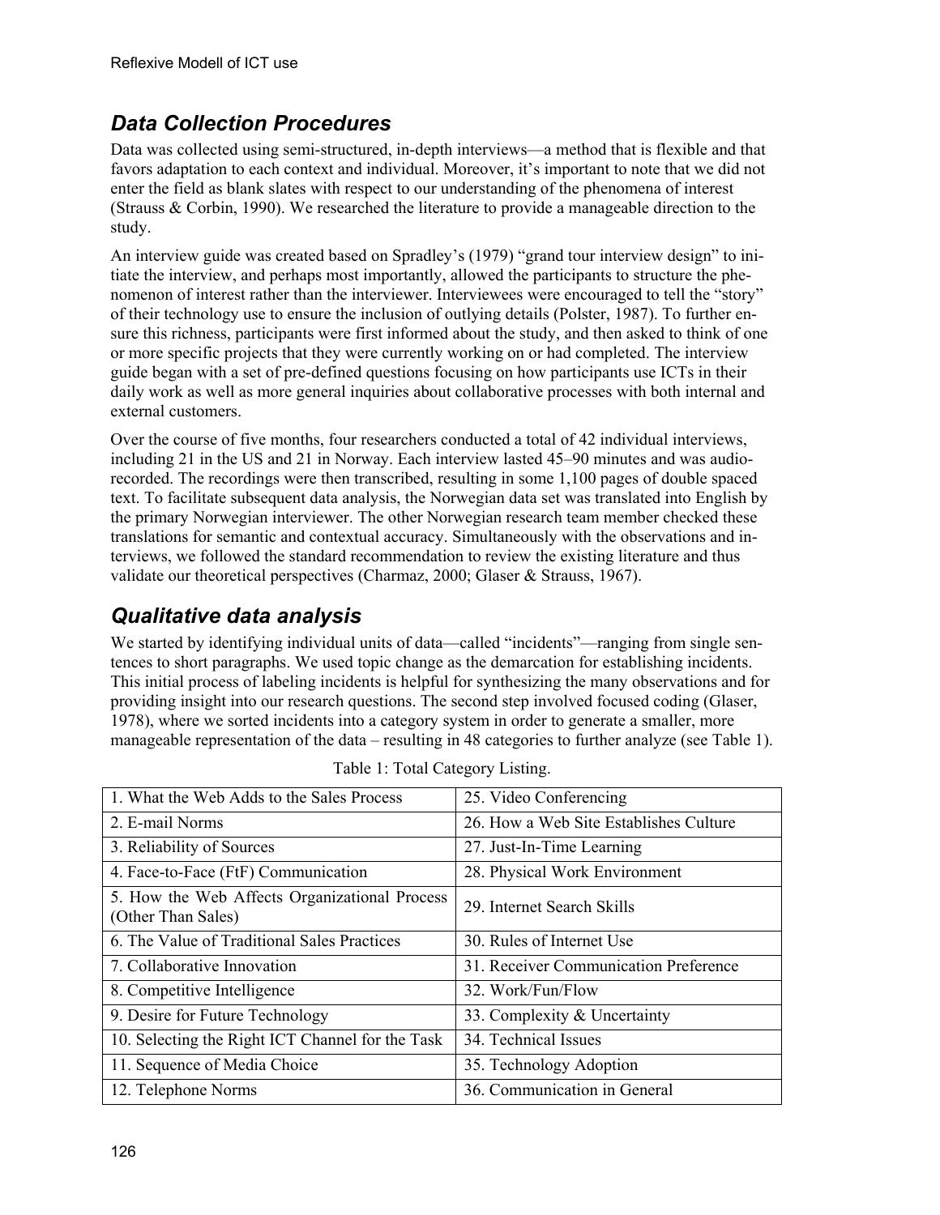## *Data Collection Procedures*

Data was collected using semi-structured, in-depth interviews—a method that is flexible and that favors adaptation to each context and individual. Moreover, it's important to note that we did not enter the field as blank slates with respect to our understanding of the phenomena of interest (Strauss & Corbin, 1990). We researched the literature to provide a manageable direction to the study.

An interview guide was created based on Spradley's (1979) "grand tour interview design" to initiate the interview, and perhaps most importantly, allowed the participants to structure the phenomenon of interest rather than the interviewer. Interviewees were encouraged to tell the "story" of their technology use to ensure the inclusion of outlying details (Polster, 1987). To further ensure this richness, participants were first informed about the study, and then asked to think of one or more specific projects that they were currently working on or had completed. The interview guide began with a set of pre-defined questions focusing on how participants use ICTs in their daily work as well as more general inquiries about collaborative processes with both internal and external customers.

Over the course of five months, four researchers conducted a total of 42 individual interviews, including 21 in the US and 21 in Norway. Each interview lasted 45–90 minutes and was audio-recorded. The recordings were then transcribed, resulting in some 1,100 pages of double spaced text. To facilitate subsequent data analysis, the Norwegian data set was translated into English by the primary Norwegian interviewer. The other Norwegian research team member checked these translations for semantic and contextual accuracy. Simultaneously with the observations and interviews, we followed the standard recommendation to review the existing literature and thus validate our theoretical perspectives (Charmaz, 2000; Glaser & Strauss, 1967).

## *Qualitative data analysis*

We started by identifying individual units of data—called "incidents"—ranging from single sentences to short paragraphs. We used topic change as the demarcation for establishing incidents. This initial process of labeling incidents is helpful for synthesizing the many observations and for providing insight into our research questions. The second step involved focused coding (Glaser, 1978), where we sorted incidents into a category system in order to generate a smaller, more manageable representation of the data – resulting in 48 categories to further analyze (see Table 1).

Table 1: Total Category Listing.

| | |
|---|---|
| 1. What the Web Adds to the Sales Process | 25. Video Conferencing |
| 2. E-mail Norms | 26. How a Web Site Establishes Culture |
| 3. Reliability of Sources | 27. Just-In-Time Learning |
| 4. Face-to-Face (FtF) Communication | 28. Physical Work Environment |
| 5. How the Web Affects Organizational Process (Other Than Sales) | 29. Internet Search Skills |
| 6. The Value of Traditional Sales Practices | 30. Rules of Internet Use |
| 7. Collaborative Innovation | 31. Receiver Communication Preference |
| 8. Competitive Intelligence | 32. Work/Fun/Flow |
| 9. Desire for Future Technology | 33. Complexity & Uncertainty |
| 10. Selecting the Right ICT Channel for the Task | 34. Technical Issues |
| 11. Sequence of Media Choice | 35. Technology Adoption |
| 12. Telephone Norms | 36. Communication in General |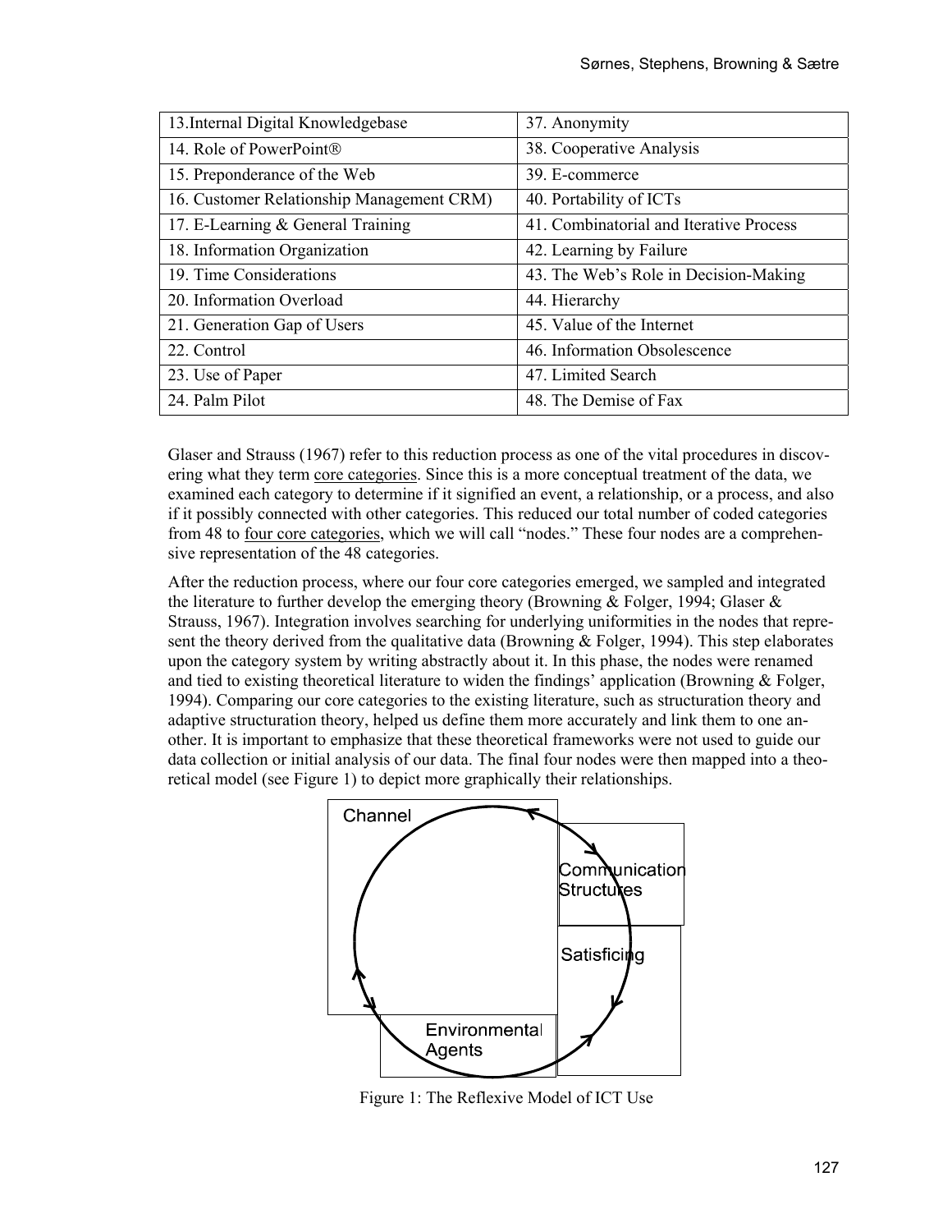| 13.Internal Digital Knowledgebase | 37. Anonymity |
|---|---|
| 14. Role of PowerPoint® | 38. Cooperative Analysis |
| 15. Preponderance of the Web | 39. E-commerce |
| 16. Customer Relationship Management CRM) | 40. Portability of ICTs |
| 17. E-Learning & General Training | 41. Combinatorial and Iterative Process |
| 18. Information Organization | 42. Learning by Failure |
| 19. Time Considerations | 43. The Web's Role in Decision-Making |
| 20. Information Overload | 44. Hierarchy |
| 21. Generation Gap of Users | 45. Value of the Internet |
| 22. Control | 46. Information Obsolescence |
| 23. Use of Paper | 47. Limited Search |
| 24. Palm Pilot | 48. The Demise of Fax |

Glaser and Strauss (1967) refer to this reduction process as one of the vital procedures in discovering what they term <u>core categories</u>. Since this is a more conceptual treatment of the data, we examined each category to determine if it signified an event, a relationship, or a process, and also if it possibly connected with other categories. This reduced our total number of coded categories from 48 to <u>four core categories</u>, which we will call "nodes." These four nodes are a comprehensive representation of the 48 categories.

After the reduction process, where our four core categories emerged, we sampled and integrated the literature to further develop the emerging theory (Browning & Folger, 1994; Glaser & Strauss, 1967). Integration involves searching for underlying uniformities in the nodes that represent the theory derived from the qualitative data (Browning & Folger, 1994). This step elaborates upon the category system by writing abstractly about it. In this phase, the nodes were renamed and tied to existing theoretical literature to widen the findings' application (Browning & Folger, 1994). Comparing our core categories to the existing literature, such as structuration theory and adaptive structuration theory, helped us define them more accurately and link them to one another. It is important to emphasize that these theoretical frameworks were not used to guide our data collection or initial analysis of our data. The final four nodes were then mapped into a theoretical model (see Figure 1) to depict more graphically their relationships.

Channel

Communication Structures

Satisficing

Environmental Agents

Figure 1: The Reflexive Model of ICT Use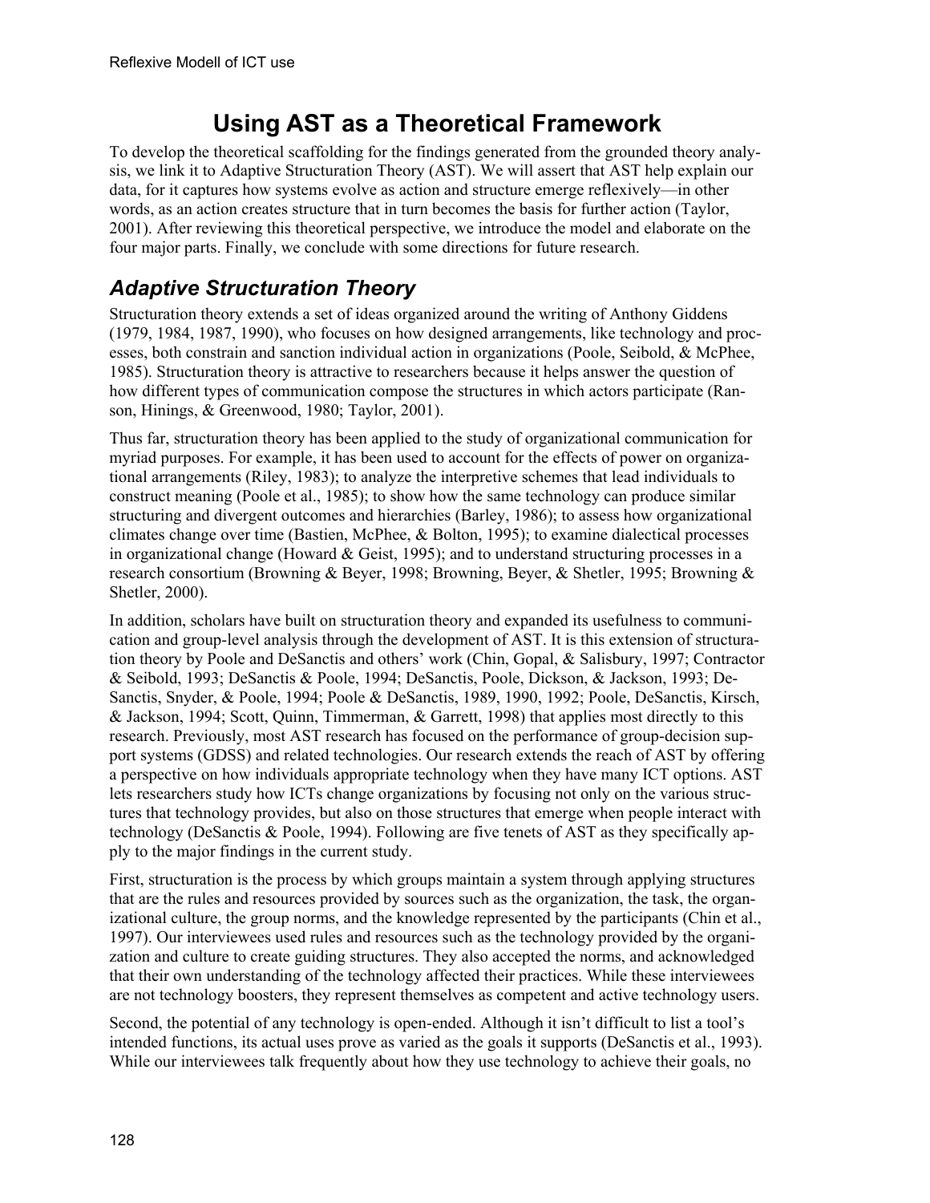# Using AST as a Theoretical Framework

To develop the theoretical scaffolding for the findings generated from the grounded theory analysis, we link it to Adaptive Structuration Theory (AST). We will assert that AST help explain our data, for it captures how systems evolve as action and structure emerge reflexively—in other words, as an action creates structure that in turn becomes the basis for further action (Taylor, 2001). After reviewing this theoretical perspective, we introduce the model and elaborate on the four major parts. Finally, we conclude with some directions for future research.

## *Adaptive Structuration Theory*

Structuration theory extends a set of ideas organized around the writing of Anthony Giddens (1979, 1984, 1987, 1990), who focuses on how designed arrangements, like technology and processes, both constrain and sanction individual action in organizations (Poole, Seibold, & McPhee, 1985). Structuration theory is attractive to researchers because it helps answer the question of how different types of communication compose the structures in which actors participate (Ranson, Hinings, & Greenwood, 1980; Taylor, 2001).

Thus far, structuration theory has been applied to the study of organizational communication for myriad purposes. For example, it has been used to account for the effects of power on organizational arrangements (Riley, 1983); to analyze the interpretive schemes that lead individuals to construct meaning (Poole et al., 1985); to show how the same technology can produce similar structuring and divergent outcomes and hierarchies (Barley, 1986); to assess how organizational climates change over time (Bastien, McPhee, & Bolton, 1995); to examine dialectical processes in organizational change (Howard & Geist, 1995); and to understand structuring processes in a research consortium (Browning & Beyer, 1998; Browning, Beyer, & Shetler, 1995; Browning & Shetler, 2000).

In addition, scholars have built on structuration theory and expanded its usefulness to communication and group-level analysis through the development of AST. It is this extension of structuration theory by Poole and DeSanctis and others' work (Chin, Gopal, & Salisbury, 1997; Contractor & Seibold, 1993; DeSanctis & Poole, 1994; DeSanctis, Poole, Dickson, & Jackson, 1993; DeSanctis, Snyder, & Poole, 1994; Poole & DeSanctis, 1989, 1990, 1992; Poole, DeSanctis, Kirsch, & Jackson, 1994; Scott, Quinn, Timmerman, & Garrett, 1998) that applies most directly to this research. Previously, most AST research has focused on the performance of group-decision support systems (GDSS) and related technologies. Our research extends the reach of AST by offering a perspective on how individuals appropriate technology when they have many ICT options. AST lets researchers study how ICTs change organizations by focusing not only on the various structures that technology provides, but also on those structures that emerge when people interact with technology (DeSanctis & Poole, 1994). Following are five tenets of AST as they specifically apply to the major findings in the current study.

First, structuration is the process by which groups maintain a system through applying structures that are the rules and resources provided by sources such as the organization, the task, the organizational culture, the group norms, and the knowledge represented by the participants (Chin et al., 1997). Our interviewees used rules and resources such as the technology provided by the organization and culture to create guiding structures. They also accepted the norms, and acknowledged that their own understanding of the technology affected their practices. While these interviewees are not technology boosters, they represent themselves as competent and active technology users.

Second, the potential of any technology is open-ended. Although it isn't difficult to list a tool's intended functions, its actual uses prove as varied as the goals it supports (DeSanctis et al., 1993). While our interviewees talk frequently about how they use technology to achieve their goals, no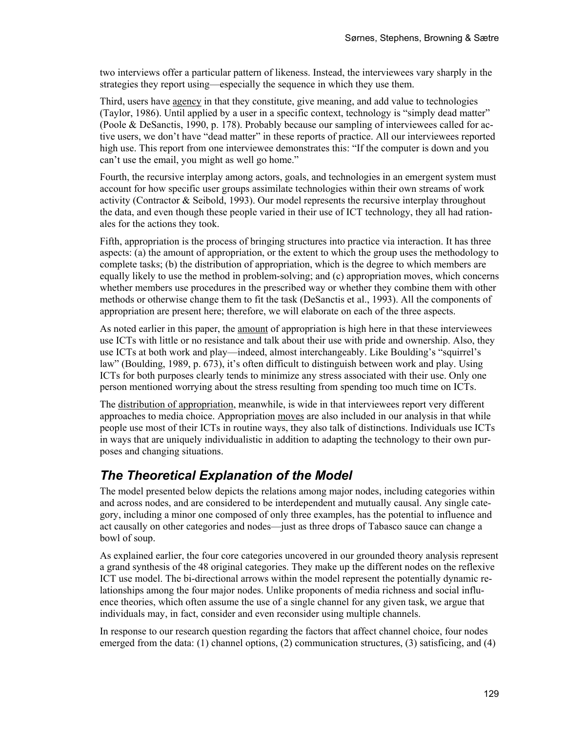two interviews offer a particular pattern of likeness. Instead, the interviewees vary sharply in the strategies they report using—especially the sequence in which they use them.

Third, users have agency in that they constitute, give meaning, and add value to technologies (Taylor, 1986). Until applied by a user in a specific context, technology is "simply dead matter" (Poole & DeSanctis, 1990, p. 178). Probably because our sampling of interviewees called for active users, we don't have "dead matter" in these reports of practice. All our interviewees reported high use. This report from one interviewee demonstrates this: "If the computer is down and you can't use the email, you might as well go home."

Fourth, the recursive interplay among actors, goals, and technologies in an emergent system must account for how specific user groups assimilate technologies within their own streams of work activity (Contractor & Seibold, 1993). Our model represents the recursive interplay throughout the data, and even though these people varied in their use of ICT technology, they all had rationales for the actions they took.

Fifth, appropriation is the process of bringing structures into practice via interaction. It has three aspects: (a) the amount of appropriation, or the extent to which the group uses the methodology to complete tasks; (b) the distribution of appropriation, which is the degree to which members are equally likely to use the method in problem-solving; and (c) appropriation moves, which concerns whether members use procedures in the prescribed way or whether they combine them with other methods or otherwise change them to fit the task (DeSanctis et al., 1993). All the components of appropriation are present here; therefore, we will elaborate on each of the three aspects.

As noted earlier in this paper, the amount of appropriation is high here in that these interviewees use ICTs with little or no resistance and talk about their use with pride and ownership. Also, they use ICTs at both work and play—indeed, almost interchangeably. Like Boulding's "squirrel's law" (Boulding, 1989, p. 673), it's often difficult to distinguish between work and play. Using ICTs for both purposes clearly tends to minimize any stress associated with their use. Only one person mentioned worrying about the stress resulting from spending too much time on ICTs.

The distribution of appropriation, meanwhile, is wide in that interviewees report very different approaches to media choice. Appropriation moves are also included in our analysis in that while people use most of their ICTs in routine ways, they also talk of distinctions. Individuals use ICTs in ways that are uniquely individualistic in addition to adapting the technology to their own purposes and changing situations.

## *The Theoretical Explanation of the Model*

The model presented below depicts the relations among major nodes, including categories within and across nodes, and are considered to be interdependent and mutually causal. Any single category, including a minor one composed of only three examples, has the potential to influence and act causally on other categories and nodes—just as three drops of Tabasco sauce can change a bowl of soup.

As explained earlier, the four core categories uncovered in our grounded theory analysis represent a grand synthesis of the 48 original categories. They make up the different nodes on the reflexive ICT use model. The bi-directional arrows within the model represent the potentially dynamic relationships among the four major nodes. Unlike proponents of media richness and social influence theories, which often assume the use of a single channel for any given task, we argue that individuals may, in fact, consider and even reconsider using multiple channels.

In response to our research question regarding the factors that affect channel choice, four nodes emerged from the data: (1) channel options, (2) communication structures, (3) satisficing, and (4)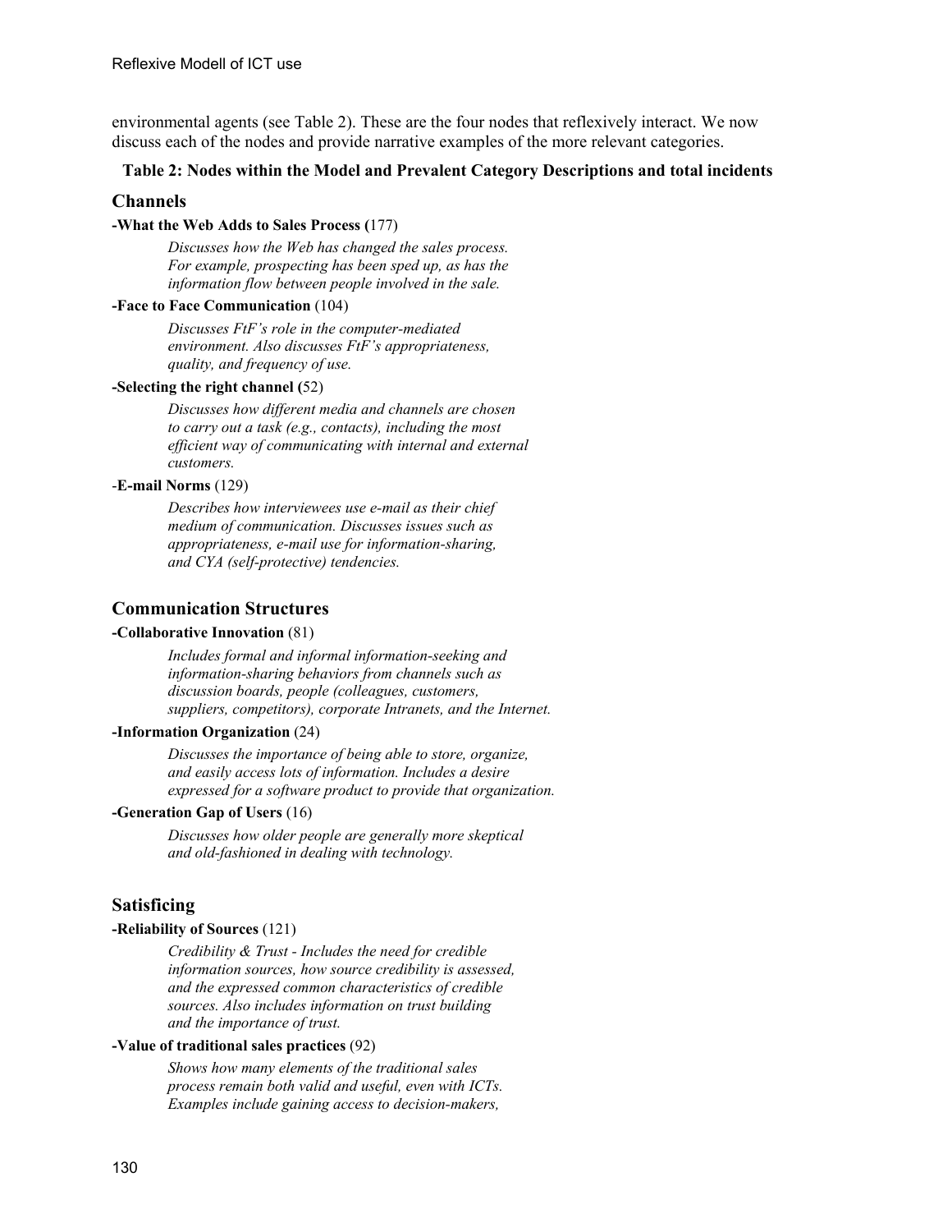environmental agents (see Table 2). These are the four nodes that reflexively interact. We now discuss each of the nodes and provide narrative examples of the more relevant categories.

**Table 2: Nodes within the Model and Prevalent Category Descriptions and total incidents**

## Channels

**-What the Web Adds to Sales Process (**177)

*Discusses how the Web has changed the sales process. For example, prospecting has been sped up, as has the information flow between people involved in the sale.*

**-Face to Face Communication** (104)

*Discusses FtF's role in the computer-mediated environment. Also discusses FtF's appropriateness, quality, and frequency of use.*

**-Selecting the right channel (**52)

*Discusses how different media and channels are chosen to carry out a task (e.g., contacts), including the most efficient way of communicating with internal and external customers.*

-**E-mail Norms** (129)

*Describes how interviewees use e-mail as their chief medium of communication. Discusses issues such as appropriateness, e-mail use for information-sharing, and CYA (self-protective) tendencies.*

## Communication Structures

**-Collaborative Innovation** (81)

*Includes formal and informal information-seeking and information-sharing behaviors from channels such as discussion boards, people (colleagues, customers, suppliers, competitors), corporate Intranets, and the Internet.*

**-Information Organization** (24)

*Discusses the importance of being able to store, organize, and easily access lots of information. Includes a desire expressed for a software product to provide that organization.*

**-Generation Gap of Users** (16)

*Discusses how older people are generally more skeptical and old-fashioned in dealing with technology.*

## Satisficing

**-Reliability of Sources** (121)

*Credibility & Trust - Includes the need for credible information sources, how source credibility is assessed, and the expressed common characteristics of credible sources. Also includes information on trust building and the importance of trust.*

**-Value of traditional sales practices** (92)

*Shows how many elements of the traditional sales process remain both valid and useful, even with ICTs. Examples include gaining access to decision-makers,*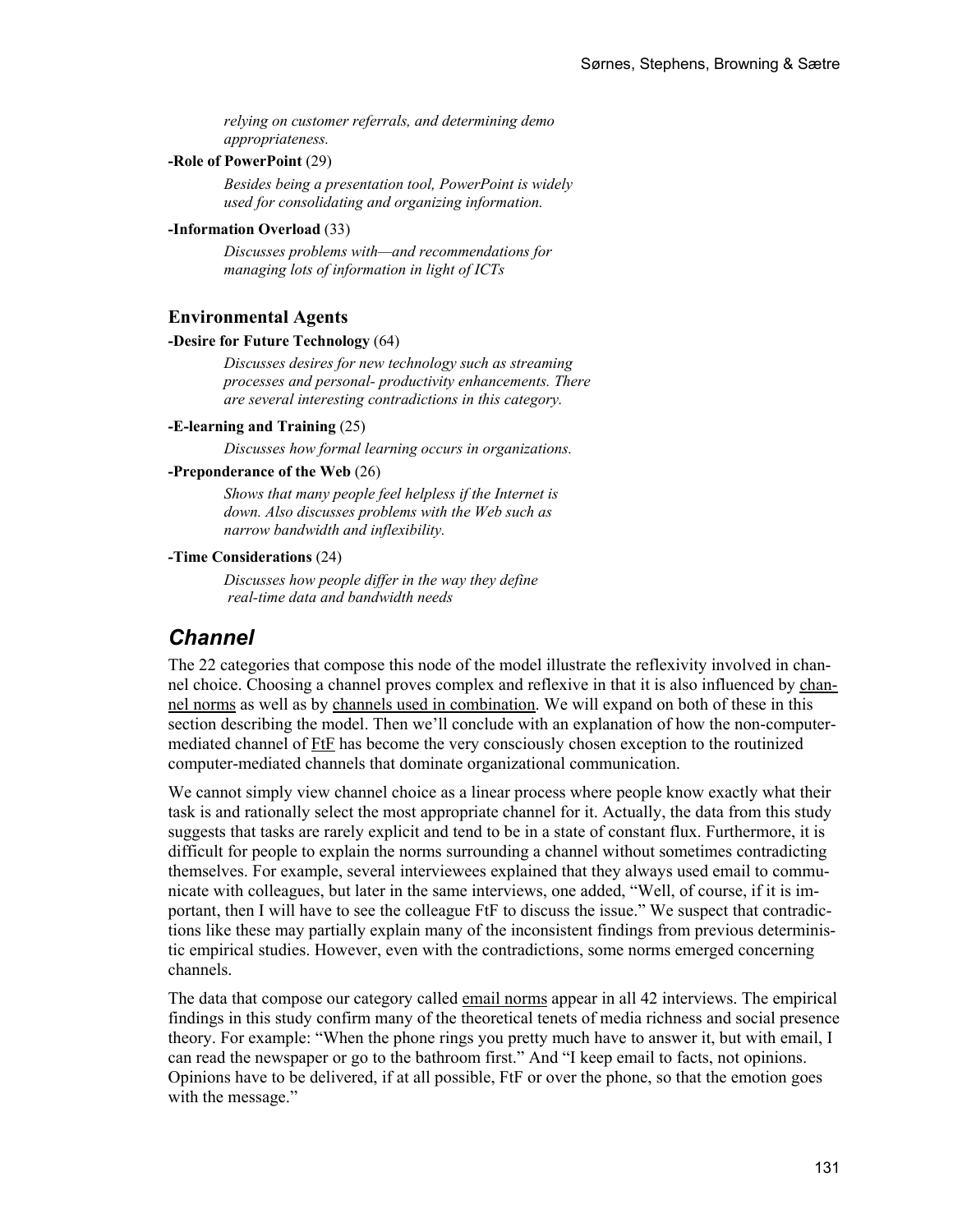*relying on customer referrals, and determining demo appropriateness.*

**-Role of PowerPoint** (29)

*Besides being a presentation tool, PowerPoint is widely used for consolidating and organizing information.*

**-Information Overload** (33)

*Discusses problems with—and recommendations for managing lots of information in light of ICTs*

### Environmental Agents

**-Desire for Future Technology** (64)

*Discusses desires for new technology such as streaming processes and personal- productivity enhancements. There are several interesting contradictions in this category.*

**-E-learning and Training** (25)

*Discusses how formal learning occurs in organizations.*

**-Preponderance of the Web** (26)

*Shows that many people feel helpless if the Internet is down. Also discusses problems with the Web such as narrow bandwidth and inflexibility.*

**-Time Considerations** (24)

*Discusses how people differ in the way they define real-time data and bandwidth needs*

## *Channel*

The 22 categories that compose this node of the model illustrate the reflexivity involved in channel choice. Choosing a channel proves complex and reflexive in that it is also influenced by <u>channel norms</u> as well as by <u>channels used in combination</u>. We will expand on both of these in this section describing the model. Then we'll conclude with an explanation of how the non-computer-mediated channel of <u>FtF</u> has become the very consciously chosen exception to the routinized computer-mediated channels that dominate organizational communication.

We cannot simply view channel choice as a linear process where people know exactly what their task is and rationally select the most appropriate channel for it. Actually, the data from this study suggests that tasks are rarely explicit and tend to be in a state of constant flux. Furthermore, it is difficult for people to explain the norms surrounding a channel without sometimes contradicting themselves. For example, several interviewees explained that they always used email to communicate with colleagues, but later in the same interviews, one added, "Well, of course, if it is important, then I will have to see the colleague FtF to discuss the issue." We suspect that contradictions like these may partially explain many of the inconsistent findings from previous deterministic empirical studies. However, even with the contradictions, some norms emerged concerning channels.

The data that compose our category called <u>email norms</u> appear in all 42 interviews. The empirical findings in this study confirm many of the theoretical tenets of media richness and social presence theory. For example: "When the phone rings you pretty much have to answer it, but with email, I can read the newspaper or go to the bathroom first." And "I keep email to facts, not opinions. Opinions have to be delivered, if at all possible, FtF or over the phone, so that the emotion goes with the message."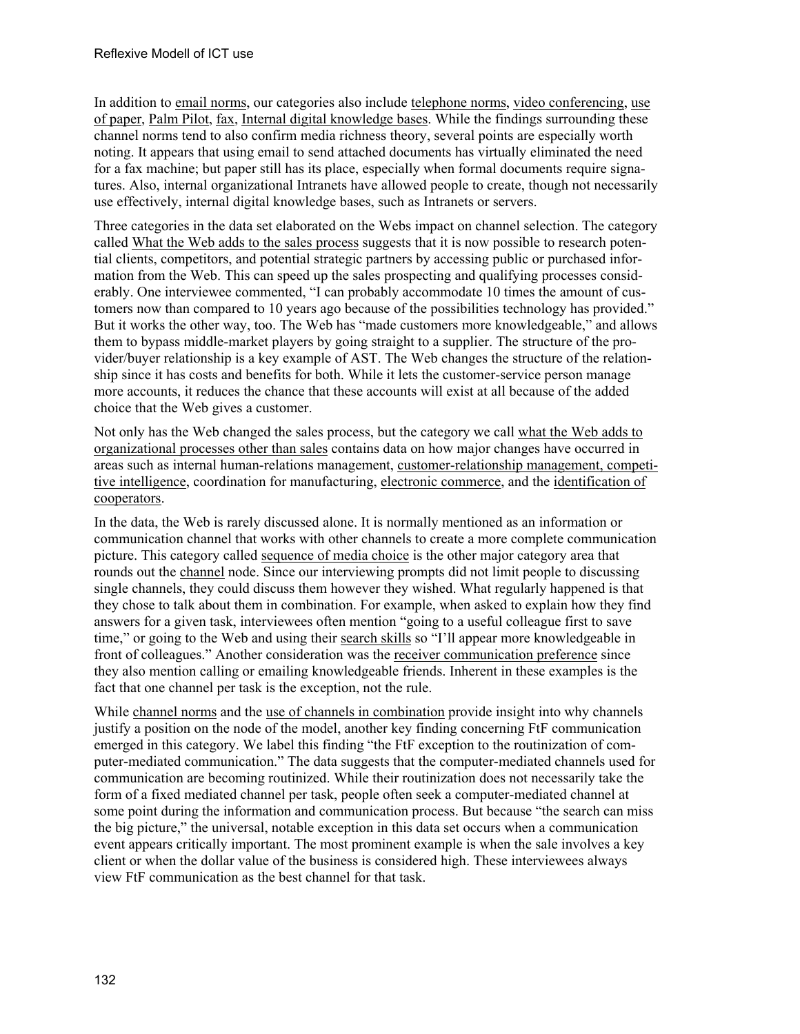In addition to email norms, our categories also include telephone norms, video conferencing, use of paper, Palm Pilot, fax, Internal digital knowledge bases. While the findings surrounding these channel norms tend to also confirm media richness theory, several points are especially worth noting. It appears that using email to send attached documents has virtually eliminated the need for a fax machine; but paper still has its place, especially when formal documents require signatures. Also, internal organizational Intranets have allowed people to create, though not necessarily use effectively, internal digital knowledge bases, such as Intranets or servers.

Three categories in the data set elaborated on the Webs impact on channel selection. The category called What the Web adds to the sales process suggests that it is now possible to research potential clients, competitors, and potential strategic partners by accessing public or purchased information from the Web. This can speed up the sales prospecting and qualifying processes considerably. One interviewee commented, "I can probably accommodate 10 times the amount of customers now than compared to 10 years ago because of the possibilities technology has provided." But it works the other way, too. The Web has "made customers more knowledgeable," and allows them to bypass middle-market players by going straight to a supplier. The structure of the provider/buyer relationship is a key example of AST. The Web changes the structure of the relationship since it has costs and benefits for both. While it lets the customer-service person manage more accounts, it reduces the chance that these accounts will exist at all because of the added choice that the Web gives a customer.

Not only has the Web changed the sales process, but the category we call what the Web adds to organizational processes other than sales contains data on how major changes have occurred in areas such as internal human-relations management, customer-relationship management, competitive intelligence, coordination for manufacturing, electronic commerce, and the identification of cooperators.

In the data, the Web is rarely discussed alone. It is normally mentioned as an information or communication channel that works with other channels to create a more complete communication picture. This category called sequence of media choice is the other major category area that rounds out the channel node. Since our interviewing prompts did not limit people to discussing single channels, they could discuss them however they wished. What regularly happened is that they chose to talk about them in combination. For example, when asked to explain how they find answers for a given task, interviewees often mention "going to a useful colleague first to save time," or going to the Web and using their search skills so "I'll appear more knowledgeable in front of colleagues." Another consideration was the receiver communication preference since they also mention calling or emailing knowledgeable friends. Inherent in these examples is the fact that one channel per task is the exception, not the rule.

While channel norms and the use of channels in combination provide insight into why channels justify a position on the node of the model, another key finding concerning FtF communication emerged in this category. We label this finding "the FtF exception to the routinization of computer-mediated communication." The data suggests that the computer-mediated channels used for communication are becoming routinized. While their routinization does not necessarily take the form of a fixed mediated channel per task, people often seek a computer-mediated channel at some point during the information and communication process. But because "the search can miss the big picture," the universal, notable exception in this data set occurs when a communication event appears critically important. The most prominent example is when the sale involves a key client or when the dollar value of the business is considered high. These interviewees always view FtF communication as the best channel for that task.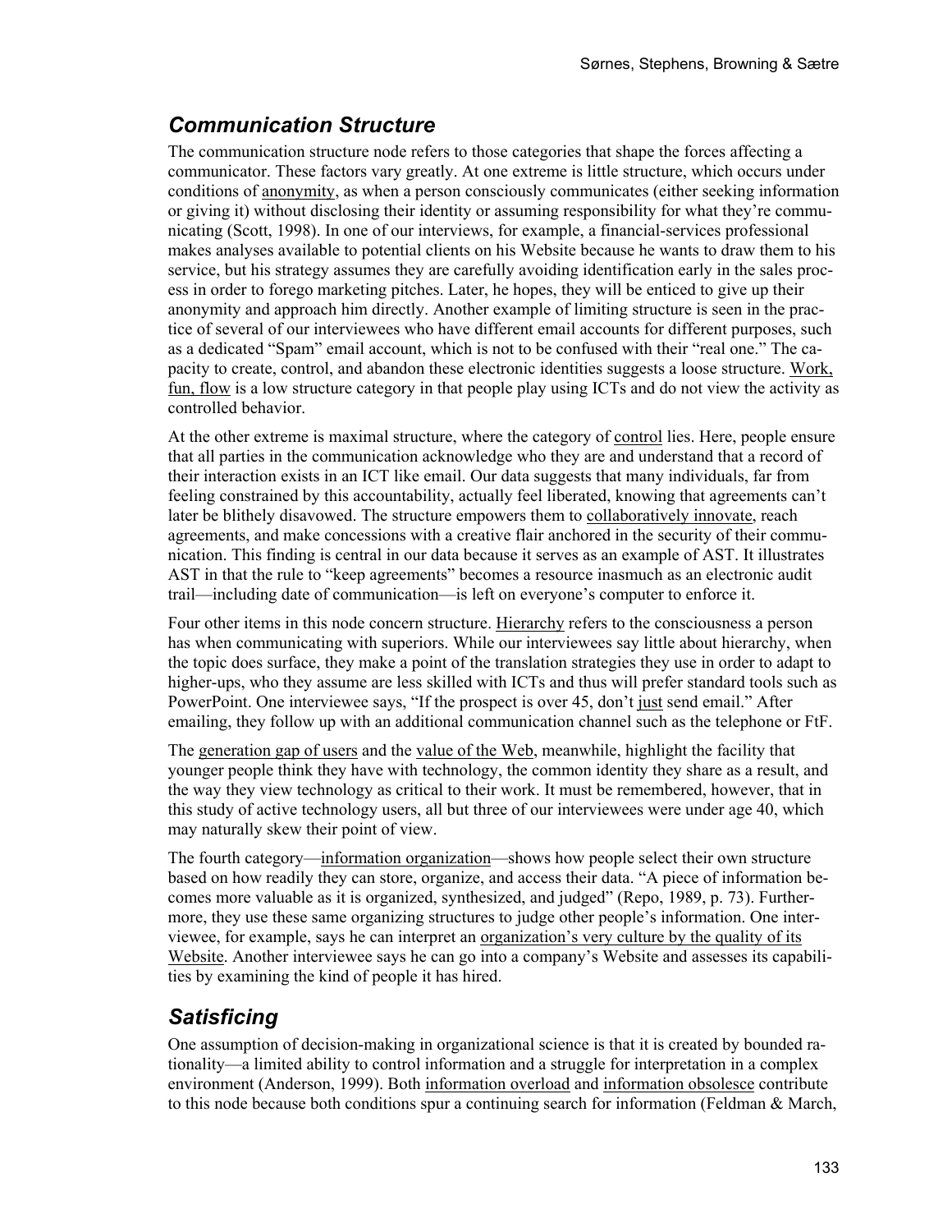## *Communication Structure*

The communication structure node refers to those categories that shape the forces affecting a communicator. These factors vary greatly. At one extreme is little structure, which occurs under conditions of <u>anonymity</u>, as when a person consciously communicates (either seeking information or giving it) without disclosing their identity or assuming responsibility for what they're communicating (Scott, 1998). In one of our interviews, for example, a financial-services professional makes analyses available to potential clients on his Website because he wants to draw them to his service, but his strategy assumes they are carefully avoiding identification early in the sales process in order to forego marketing pitches. Later, he hopes, they will be enticed to give up their anonymity and approach him directly. Another example of limiting structure is seen in the practice of several of our interviewees who have different email accounts for different purposes, such as a dedicated "Spam" email account, which is not to be confused with their "real one." The capacity to create, control, and abandon these electronic identities suggests a loose structure. <u>Work, fun, flow</u> is a low structure category in that people play using ICTs and do not view the activity as controlled behavior.

At the other extreme is maximal structure, where the category of <u>control</u> lies. Here, people ensure that all parties in the communication acknowledge who they are and understand that a record of their interaction exists in an ICT like email. Our data suggests that many individuals, far from feeling constrained by this accountability, actually feel liberated, knowing that agreements can't later be blithely disavowed. The structure empowers them to <u>collaboratively innovate</u>, reach agreements, and make concessions with a creative flair anchored in the security of their communication. This finding is central in our data because it serves as an example of AST. It illustrates AST in that the rule to "keep agreements" becomes a resource inasmuch as an electronic audit trail—including date of communication—is left on everyone's computer to enforce it.

Four other items in this node concern structure. <u>Hierarchy</u> refers to the consciousness a person has when communicating with superiors. While our interviewees say little about hierarchy, when the topic does surface, they make a point of the translation strategies they use in order to adapt to higher-ups, who they assume are less skilled with ICTs and thus will prefer standard tools such as PowerPoint. One interviewee says, "If the prospect is over 45, don't <u>just</u> send email." After emailing, they follow up with an additional communication channel such as the telephone or FtF.

The <u>generation gap of users</u> and the <u>value of the Web</u>, meanwhile, highlight the facility that younger people think they have with technology, the common identity they share as a result, and the way they view technology as critical to their work. It must be remembered, however, that in this study of active technology users, all but three of our interviewees were under age 40, which may naturally skew their point of view.

The fourth category—<u>information organization</u>—shows how people select their own structure based on how readily they can store, organize, and access their data. "A piece of information becomes more valuable as it is organized, synthesized, and judged" (Repo, 1989, p. 73). Furthermore, they use these same organizing structures to judge other people's information. One interviewee, for example, says he can interpret an <u>organization's very culture by the quality of its Website</u>. Another interviewee says he can go into a company's Website and assesses its capabilities by examining the kind of people it has hired.

## *Satisficing*

One assumption of decision-making in organizational science is that it is created by bounded rationality—a limited ability to control information and a struggle for interpretation in a complex environment (Anderson, 1999). Both <u>information overload</u> and <u>information obsolesce</u> contribute to this node because both conditions spur a continuing search for information (Feldman & March,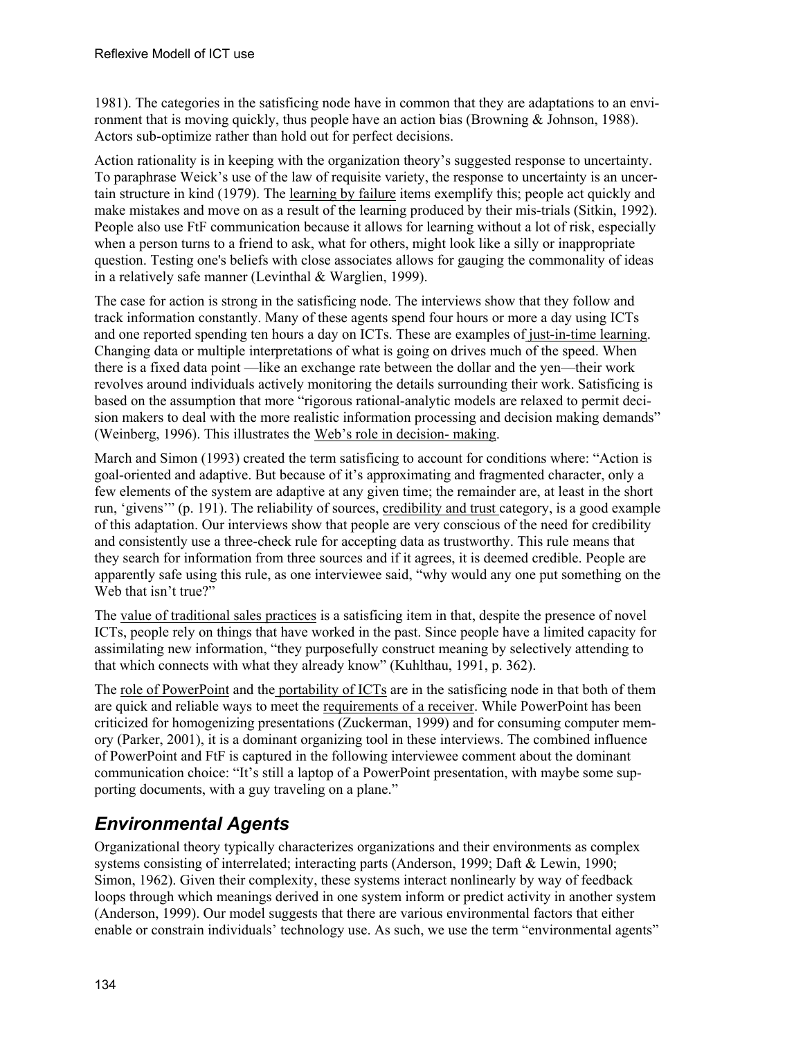1981). The categories in the satisficing node have in common that they are adaptations to an environment that is moving quickly, thus people have an action bias (Browning & Johnson, 1988). Actors sub-optimize rather than hold out for perfect decisions.

Action rationality is in keeping with the organization theory's suggested response to uncertainty. To paraphrase Weick's use of the law of requisite variety, the response to uncertainty is an uncertain structure in kind (1979). The learning by failure items exemplify this; people act quickly and make mistakes and move on as a result of the learning produced by their mis-trials (Sitkin, 1992). People also use FtF communication because it allows for learning without a lot of risk, especially when a person turns to a friend to ask, what for others, might look like a silly or inappropriate question. Testing one's beliefs with close associates allows for gauging the commonality of ideas in a relatively safe manner (Levinthal & Warglien, 1999).

The case for action is strong in the satisficing node. The interviews show that they follow and track information constantly. Many of these agents spend four hours or more a day using ICTs and one reported spending ten hours a day on ICTs. These are examples of just-in-time learning. Changing data or multiple interpretations of what is going on drives much of the speed. When there is a fixed data point —like an exchange rate between the dollar and the yen—their work revolves around individuals actively monitoring the details surrounding their work. Satisficing is based on the assumption that more "rigorous rational-analytic models are relaxed to permit decision makers to deal with the more realistic information processing and decision making demands" (Weinberg, 1996). This illustrates the Web's role in decision- making.

March and Simon (1993) created the term satisficing to account for conditions where: "Action is goal-oriented and adaptive. But because of it's approximating and fragmented character, only a few elements of the system are adaptive at any given time; the remainder are, at least in the short run, 'givens'" (p. 191). The reliability of sources, credibility and trust category, is a good example of this adaptation. Our interviews show that people are very conscious of the need for credibility and consistently use a three-check rule for accepting data as trustworthy. This rule means that they search for information from three sources and if it agrees, it is deemed credible. People are apparently safe using this rule, as one interviewee said, "why would any one put something on the Web that isn't true?"

The value of traditional sales practices is a satisficing item in that, despite the presence of novel ICTs, people rely on things that have worked in the past. Since people have a limited capacity for assimilating new information, "they purposefully construct meaning by selectively attending to that which connects with what they already know" (Kuhlthau, 1991, p. 362).

The role of PowerPoint and the portability of ICTs are in the satisficing node in that both of them are quick and reliable ways to meet the requirements of a receiver. While PowerPoint has been criticized for homogenizing presentations (Zuckerman, 1999) and for consuming computer memory (Parker, 2001), it is a dominant organizing tool in these interviews. The combined influence of PowerPoint and FtF is captured in the following interviewee comment about the dominant communication choice: "It's still a laptop of a PowerPoint presentation, with maybe some supporting documents, with a guy traveling on a plane."

## *Environmental Agents*

Organizational theory typically characterizes organizations and their environments as complex systems consisting of interrelated; interacting parts (Anderson, 1999; Daft & Lewin, 1990; Simon, 1962). Given their complexity, these systems interact nonlinearly by way of feedback loops through which meanings derived in one system inform or predict activity in another system (Anderson, 1999). Our model suggests that there are various environmental factors that either enable or constrain individuals' technology use. As such, we use the term "environmental agents"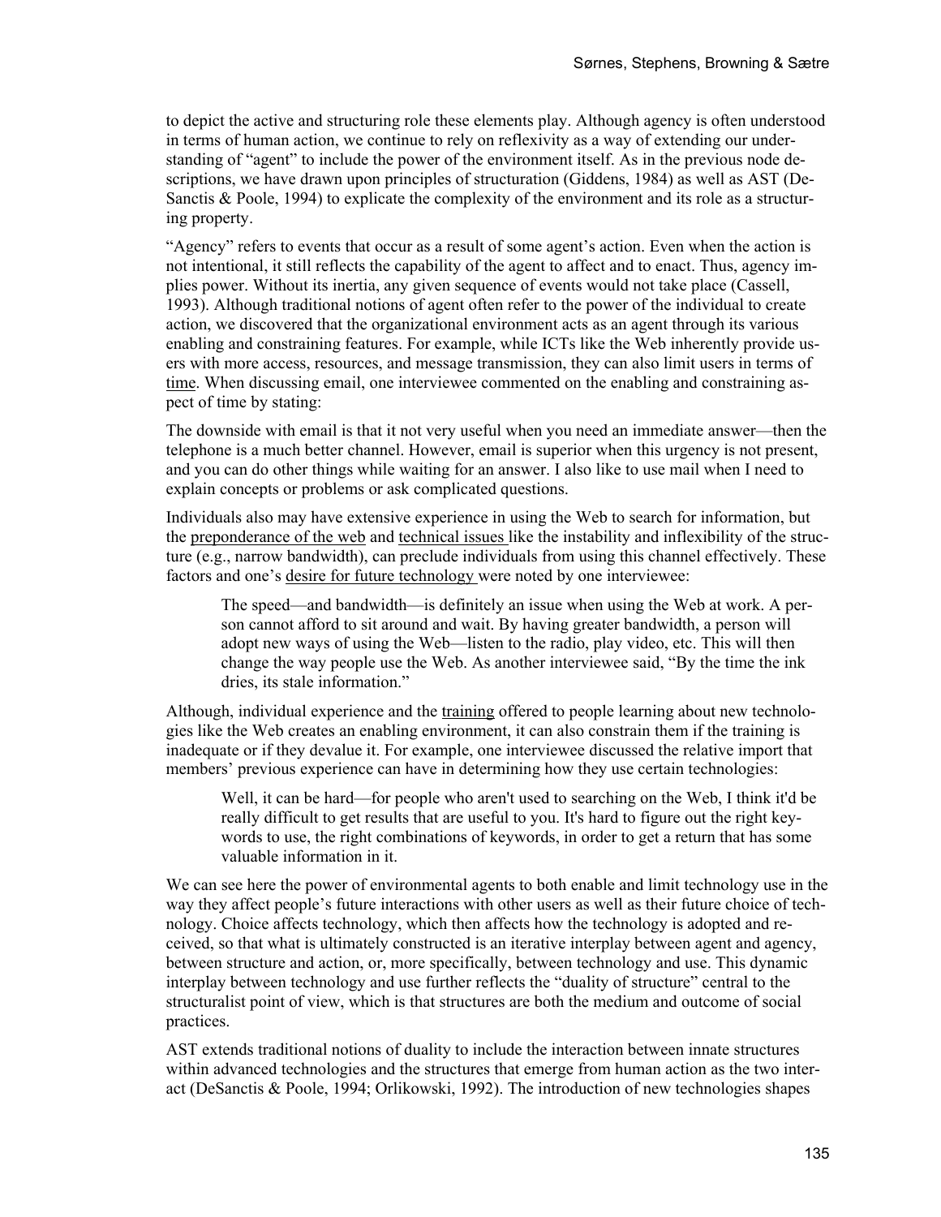to depict the active and structuring role these elements play. Although agency is often understood in terms of human action, we continue to rely on reflexivity as a way of extending our understanding of "agent" to include the power of the environment itself. As in the previous node descriptions, we have drawn upon principles of structuration (Giddens, 1984) as well as AST (DeSanctis & Poole, 1994) to explicate the complexity of the environment and its role as a structuring property.

"Agency" refers to events that occur as a result of some agent's action. Even when the action is not intentional, it still reflects the capability of the agent to affect and to enact. Thus, agency implies power. Without its inertia, any given sequence of events would not take place (Cassell, 1993). Although traditional notions of agent often refer to the power of the individual to create action, we discovered that the organizational environment acts as an agent through its various enabling and constraining features. For example, while ICTs like the Web inherently provide users with more access, resources, and message transmission, they can also limit users in terms of <u>time</u>. When discussing email, one interviewee commented on the enabling and constraining aspect of time by stating:

The downside with email is that it not very useful when you need an immediate answer—then the telephone is a much better channel. However, email is superior when this urgency is not present, and you can do other things while waiting for an answer. I also like to use mail when I need to explain concepts or problems or ask complicated questions.

Individuals also may have extensive experience in using the Web to search for information, but the <u>preponderance of the web</u> and <u>technical issues</u> like the instability and inflexibility of the structure (e.g., narrow bandwidth), can preclude individuals from using this channel effectively. These factors and one's <u>desire for future technology</u> were noted by one interviewee:

> The speed—and bandwidth—is definitely an issue when using the Web at work. A person cannot afford to sit around and wait. By having greater bandwidth, a person will adopt new ways of using the Web—listen to the radio, play video, etc. This will then change the way people use the Web. As another interviewee said, "By the time the ink dries, its stale information."

Although, individual experience and the <u>training</u> offered to people learning about new technologies like the Web creates an enabling environment, it can also constrain them if the training is inadequate or if they devalue it. For example, one interviewee discussed the relative import that members' previous experience can have in determining how they use certain technologies:

> Well, it can be hard—for people who aren't used to searching on the Web, I think it'd be really difficult to get results that are useful to you. It's hard to figure out the right keywords to use, the right combinations of keywords, in order to get a return that has some valuable information in it.

We can see here the power of environmental agents to both enable and limit technology use in the way they affect people's future interactions with other users as well as their future choice of technology. Choice affects technology, which then affects how the technology is adopted and received, so that what is ultimately constructed is an iterative interplay between agent and agency, between structure and action, or, more specifically, between technology and use. This dynamic interplay between technology and use further reflects the "duality of structure" central to the structuralist point of view, which is that structures are both the medium and outcome of social practices.

AST extends traditional notions of duality to include the interaction between innate structures within advanced technologies and the structures that emerge from human action as the two interact (DeSanctis & Poole, 1994; Orlikowski, 1992). The introduction of new technologies shapes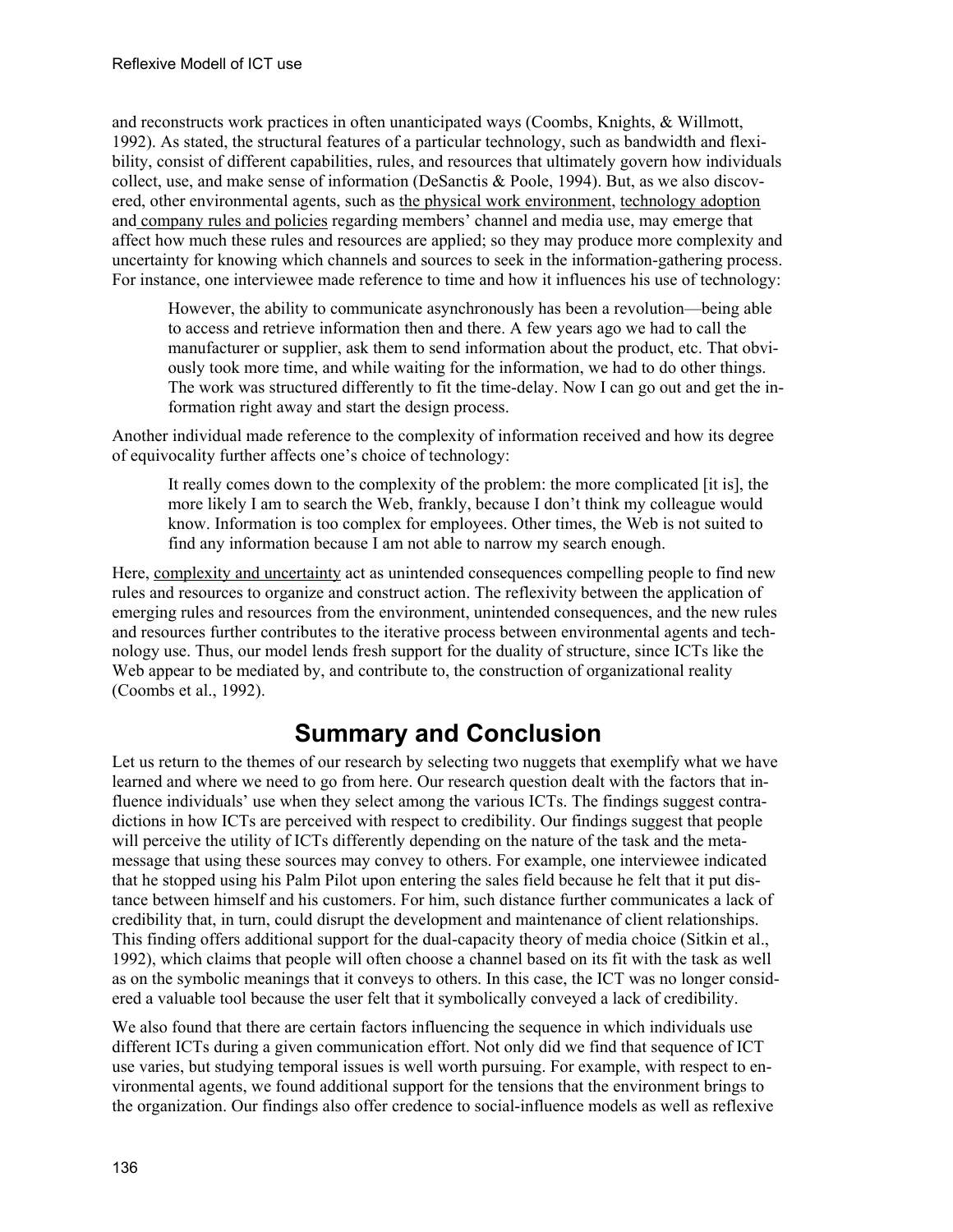and reconstructs work practices in often unanticipated ways (Coombs, Knights, & Willmott, 1992). As stated, the structural features of a particular technology, such as bandwidth and flexibility, consist of different capabilities, rules, and resources that ultimately govern how individuals collect, use, and make sense of information (DeSanctis & Poole, 1994). But, as we also discovered, other environmental agents, such as the physical work environment, technology adoption and company rules and policies regarding members' channel and media use, may emerge that affect how much these rules and resources are applied; so they may produce more complexity and uncertainty for knowing which channels and sources to seek in the information-gathering process. For instance, one interviewee made reference to time and how it influences his use of technology:

> However, the ability to communicate asynchronously has been a revolution—being able to access and retrieve information then and there. A few years ago we had to call the manufacturer or supplier, ask them to send information about the product, etc. That obviously took more time, and while waiting for the information, we had to do other things. The work was structured differently to fit the time-delay. Now I can go out and get the information right away and start the design process.

Another individual made reference to the complexity of information received and how its degree of equivocality further affects one's choice of technology:

> It really comes down to the complexity of the problem: the more complicated [it is], the more likely I am to search the Web, frankly, because I don't think my colleague would know. Information is too complex for employees. Other times, the Web is not suited to find any information because I am not able to narrow my search enough.

Here, complexity and uncertainty act as unintended consequences compelling people to find new rules and resources to organize and construct action. The reflexivity between the application of emerging rules and resources from the environment, unintended consequences, and the new rules and resources further contributes to the iterative process between environmental agents and technology use. Thus, our model lends fresh support for the duality of structure, since ICTs like the Web appear to be mediated by, and contribute to, the construction of organizational reality (Coombs et al., 1992).

## Summary and Conclusion

Let us return to the themes of our research by selecting two nuggets that exemplify what we have learned and where we need to go from here. Our research question dealt with the factors that influence individuals' use when they select among the various ICTs. The findings suggest contradictions in how ICTs are perceived with respect to credibility. Our findings suggest that people will perceive the utility of ICTs differently depending on the nature of the task and the metamessage that using these sources may convey to others. For example, one interviewee indicated that he stopped using his Palm Pilot upon entering the sales field because he felt that it put distance between himself and his customers. For him, such distance further communicates a lack of credibility that, in turn, could disrupt the development and maintenance of client relationships. This finding offers additional support for the dual-capacity theory of media choice (Sitkin et al., 1992), which claims that people will often choose a channel based on its fit with the task as well as on the symbolic meanings that it conveys to others. In this case, the ICT was no longer considered a valuable tool because the user felt that it symbolically conveyed a lack of credibility.

We also found that there are certain factors influencing the sequence in which individuals use different ICTs during a given communication effort. Not only did we find that sequence of ICT use varies, but studying temporal issues is well worth pursuing. For example, with respect to environmental agents, we found additional support for the tensions that the environment brings to the organization. Our findings also offer credence to social-influence models as well as reflexive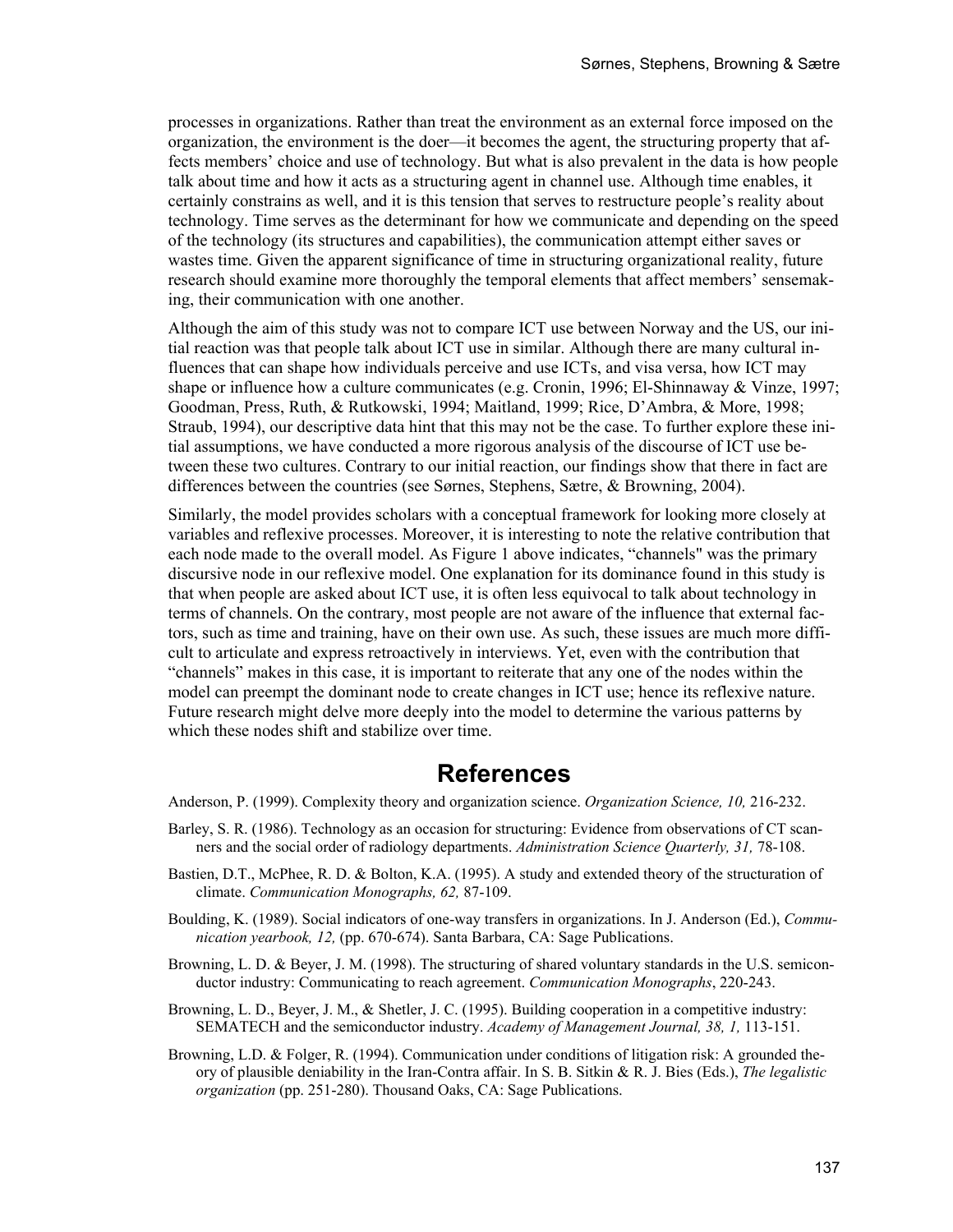processes in organizations. Rather than treat the environment as an external force imposed on the organization, the environment is the doer—it becomes the agent, the structuring property that affects members' choice and use of technology. But what is also prevalent in the data is how people talk about time and how it acts as a structuring agent in channel use. Although time enables, it certainly constrains as well, and it is this tension that serves to restructure people's reality about technology. Time serves as the determinant for how we communicate and depending on the speed of the technology (its structures and capabilities), the communication attempt either saves or wastes time. Given the apparent significance of time in structuring organizational reality, future research should examine more thoroughly the temporal elements that affect members' sensemaking, their communication with one another.

Although the aim of this study was not to compare ICT use between Norway and the US, our initial reaction was that people talk about ICT use in similar. Although there are many cultural influences that can shape how individuals perceive and use ICTs, and visa versa, how ICT may shape or influence how a culture communicates (e.g. Cronin, 1996; El-Shinnaway & Vinze, 1997; Goodman, Press, Ruth, & Rutkowski, 1994; Maitland, 1999; Rice, D'Ambra, & More, 1998; Straub, 1994), our descriptive data hint that this may not be the case. To further explore these initial assumptions, we have conducted a more rigorous analysis of the discourse of ICT use between these two cultures. Contrary to our initial reaction, our findings show that there in fact are differences between the countries (see Sørnes, Stephens, Sætre, & Browning, 2004).

Similarly, the model provides scholars with a conceptual framework for looking more closely at variables and reflexive processes. Moreover, it is interesting to note the relative contribution that each node made to the overall model. As Figure 1 above indicates, "channels" was the primary discursive node in our reflexive model. One explanation for its dominance found in this study is that when people are asked about ICT use, it is often less equivocal to talk about technology in terms of channels. On the contrary, most people are not aware of the influence that external factors, such as time and training, have on their own use. As such, these issues are much more difficult to articulate and express retroactively in interviews. Yet, even with the contribution that "channels" makes in this case, it is important to reiterate that any one of the nodes within the model can preempt the dominant node to create changes in ICT use; hence its reflexive nature. Future research might delve more deeply into the model to determine the various patterns by which these nodes shift and stabilize over time.

# References

Anderson, P. (1999). Complexity theory and organization science. *Organization Science, 10,* 216-232.

Barley, S. R. (1986). Technology as an occasion for structuring: Evidence from observations of CT scanners and the social order of radiology departments. *Administration Science Quarterly, 31,* 78-108.

Bastien, D.T., McPhee, R. D. & Bolton, K.A. (1995). A study and extended theory of the structuration of climate. *Communication Monographs, 62,* 87-109.

Boulding, K. (1989). Social indicators of one-way transfers in organizations. In J. Anderson (Ed.), *Communication yearbook, 12,* (pp. 670-674). Santa Barbara, CA: Sage Publications.

Browning, L. D. & Beyer, J. M. (1998). The structuring of shared voluntary standards in the U.S. semiconductor industry: Communicating to reach agreement. *Communication Monographs*, 220-243.

Browning, L. D., Beyer, J. M., & Shetler, J. C. (1995). Building cooperation in a competitive industry: SEMATECH and the semiconductor industry. *Academy of Management Journal, 38, 1,* 113-151.

Browning, L.D. & Folger, R. (1994). Communication under conditions of litigation risk: A grounded theory of plausible deniability in the Iran-Contra affair. In S. B. Sitkin & R. J. Bies (Eds.), *The legalistic organization* (pp. 251-280). Thousand Oaks, CA: Sage Publications.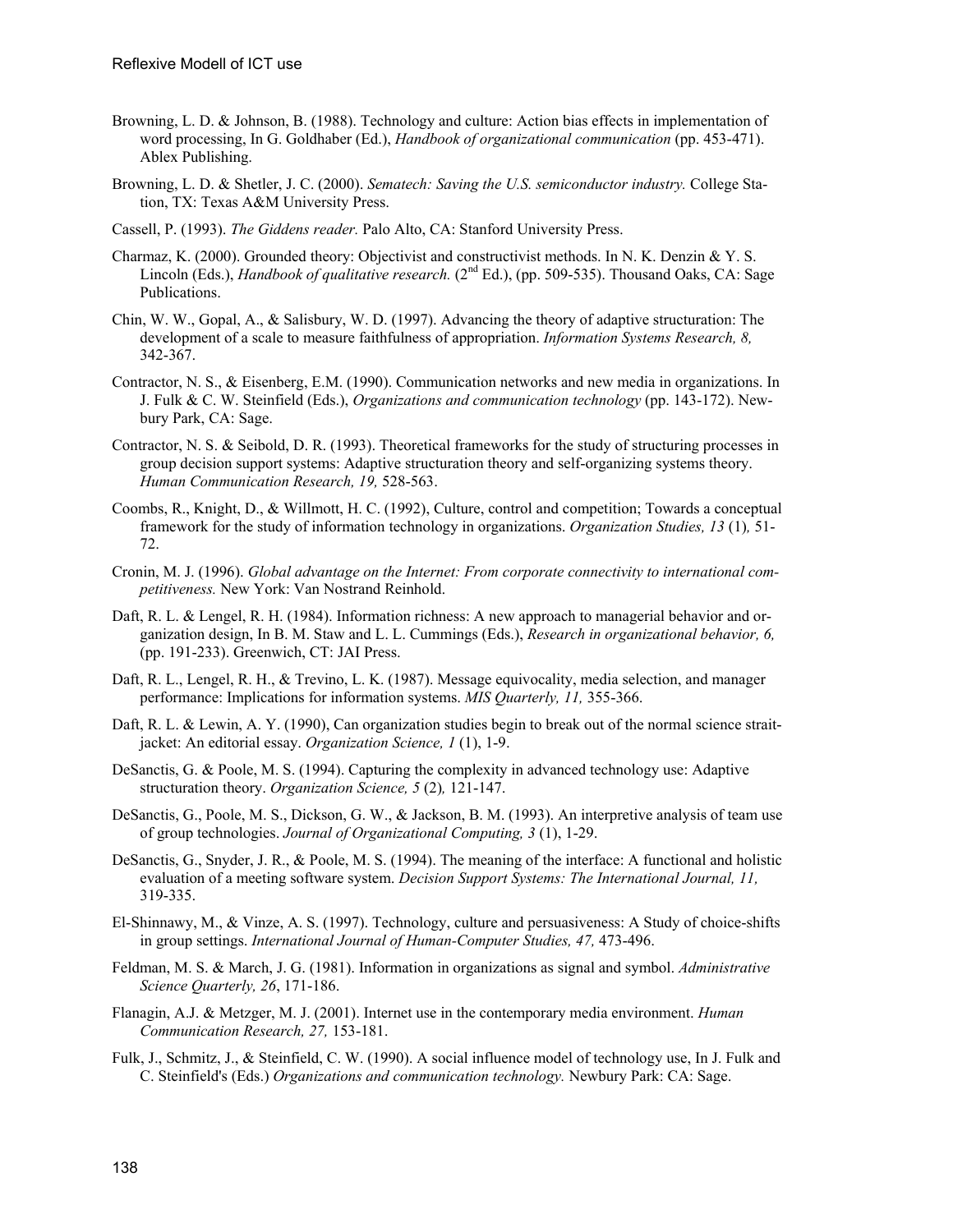Browning, L. D. & Johnson, B. (1988). Technology and culture: Action bias effects in implementation of word processing, In G. Goldhaber (Ed.), *Handbook of organizational communication* (pp. 453-471). Ablex Publishing.

Browning, L. D. & Shetler, J. C. (2000). *Sematech: Saving the U.S. semiconductor industry.* College Station, TX: Texas A&M University Press.

Cassell, P. (1993). *The Giddens reader.* Palo Alto, CA: Stanford University Press.

Charmaz, K. (2000). Grounded theory: Objectivist and constructivist methods. In N. K. Denzin & Y. S. Lincoln (Eds.), *Handbook of qualitative research.* (2nd Ed.), (pp. 509-535). Thousand Oaks, CA: Sage Publications.

Chin, W. W., Gopal, A., & Salisbury, W. D. (1997). Advancing the theory of adaptive structuration: The development of a scale to measure faithfulness of appropriation. *Information Systems Research, 8,* 342-367.

Contractor, N. S., & Eisenberg, E.M. (1990). Communication networks and new media in organizations. In J. Fulk & C. W. Steinfield (Eds.), *Organizations and communication technology* (pp. 143-172). Newbury Park, CA: Sage.

Contractor, N. S. & Seibold, D. R. (1993). Theoretical frameworks for the study of structuring processes in group decision support systems: Adaptive structuration theory and self-organizing systems theory. *Human Communication Research, 19,* 528-563.

Coombs, R., Knight, D., & Willmott, H. C. (1992), Culture, control and competition; Towards a conceptual framework for the study of information technology in organizations. *Organization Studies, 13* (1)*,* 51-72.

Cronin, M. J. (1996). *Global advantage on the Internet: From corporate connectivity to international competitiveness.* New York: Van Nostrand Reinhold.

Daft, R. L. & Lengel, R. H. (1984). Information richness: A new approach to managerial behavior and organization design, In B. M. Staw and L. L. Cummings (Eds.), *Research in organizational behavior, 6,* (pp. 191-233). Greenwich, CT: JAI Press.

Daft, R. L., Lengel, R. H., & Trevino, L. K. (1987). Message equivocality, media selection, and manager performance: Implications for information systems. *MIS Quarterly, 11,* 355-366.

Daft, R. L. & Lewin, A. Y. (1990), Can organization studies begin to break out of the normal science straitjacket: An editorial essay. *Organization Science, 1* (1), 1-9.

DeSanctis, G. & Poole, M. S. (1994). Capturing the complexity in advanced technology use: Adaptive structuration theory. *Organization Science, 5* (2)*,* 121-147.

DeSanctis, G., Poole, M. S., Dickson, G. W., & Jackson, B. M. (1993). An interpretive analysis of team use of group technologies. *Journal of Organizational Computing, 3* (1), 1-29.

DeSanctis, G., Snyder, J. R., & Poole, M. S. (1994). The meaning of the interface: A functional and holistic evaluation of a meeting software system. *Decision Support Systems: The International Journal, 11,* 319-335.

El-Shinnawy, M., & Vinze, A. S. (1997). Technology, culture and persuasiveness: A Study of choice-shifts in group settings. *International Journal of Human-Computer Studies, 47,* 473-496.

Feldman, M. S. & March, J. G. (1981). Information in organizations as signal and symbol. *Administrative Science Quarterly, 26*, 171-186.

Flanagin, A.J. & Metzger, M. J. (2001). Internet use in the contemporary media environment. *Human Communication Research, 27,* 153-181.

Fulk, J., Schmitz, J., & Steinfield, C. W. (1990). A social influence model of technology use, In J. Fulk and C. Steinfield's (Eds.) *Organizations and communication technology.* Newbury Park: CA: Sage.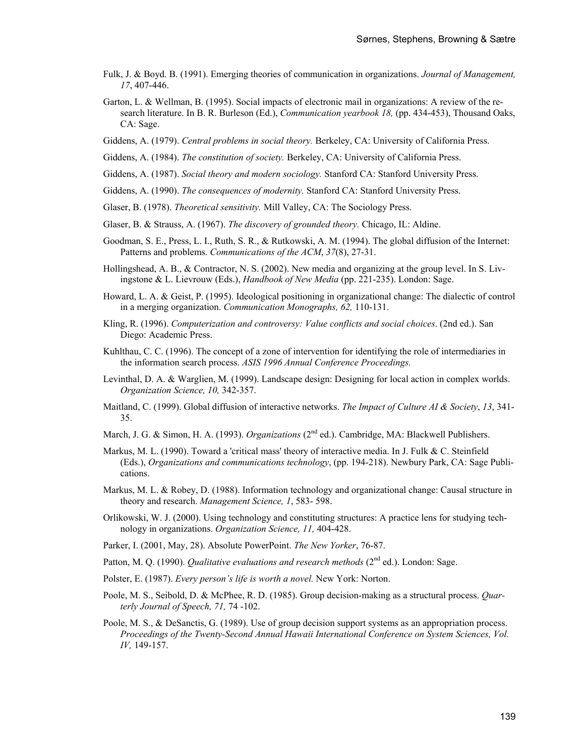Fulk, J. & Boyd. B. (1991). Emerging theories of communication in organizations. *Journal of Management, 17*, 407-446.

Garton, L. & Wellman, B. (1995). Social impacts of electronic mail in organizations: A review of the research literature. In B. R. Burleson (Ed.), *Communication yearbook 18,* (pp. 434-453), Thousand Oaks, CA: Sage.

Giddens, A. (1979). *Central problems in social theory.* Berkeley, CA: University of California Press.

Giddens, A. (1984). *The constitution of society.* Berkeley, CA: University of California Press.

Giddens, A. (1987). *Social theory and modern sociology.* Stanford CA: Stanford University Press.

Giddens, A. (1990). *The consequences of modernity.* Stanford CA: Stanford University Press.

Glaser, B. (1978). *Theoretical sensitivity.* Mill Valley, CA: The Sociology Press.

Glaser, B. & Strauss, A. (1967). *The discovery of grounded theory.* Chicago, IL: Aldine.

Goodman, S. E., Press, L. I., Ruth, S. R., & Rutkowski, A. M. (1994). The global diffusion of the Internet: Patterns and problems. *Communications of the ACM*, *37*(8), 27-31.

Hollingshead, A. B., & Contractor, N. S. (2002). New media and organizing at the group level. In S. Livingstone & L. Lievrouw (Eds.), *Handbook of New Media* (pp. 221-235). London: Sage.

Howard, L. A. & Geist, P. (1995). Ideological positioning in organizational change: The dialectic of control in a merging organization. *Communication Monographs, 62,* 110-131.

Kling, R. (1996). *Computerization and controversy: Value conflicts and social choices*. (2nd ed.). San Diego: Academic Press.

Kuhlthau, C. C. (1996). The concept of a zone of intervention for identifying the role of intermediaries in the information search process. *ASIS 1996 Annual Conference Proceedings.*

Levinthal, D. A. & Warglien, M. (1999). Landscape design: Designing for local action in complex worlds. *Organization Science, 10,* 342-357.

Maitland, C. (1999). Global diffusion of interactive networks. *The Impact of Culture AI & Society*, *13*, 341-35.

March, J. G. & Simon, H. A. (1993). *Organizations* (2nd ed.). Cambridge, MA: Blackwell Publishers.

Markus, M. L. (1990). Toward a 'critical mass' theory of interactive media. In J. Fulk & C. Steinfield (Eds.), *Organizations and communications technology*, (pp. 194-218). Newbury Park, CA: Sage Publications.

Markus, M. L. & Robey, D. (1988). Information technology and organizational change: Causal structure in theory and research. *Management Science, 1*, 583- 598.

Orlikowski, W. J. (2000). Using technology and constituting structures: A practice lens for studying technology in organizations. *Organization Science, 11,* 404-428.

Parker, I. (2001, May, 28). Absolute PowerPoint. *The New Yorker*, 76-87.

Patton, M. Q. (1990). *Qualitative evaluations and research methods* (2nd ed.). London: Sage.

Polster, E. (1987). *Every person's life is worth a novel*. New York: Norton.

Poole, M. S., Seibold, D. & McPhee, R. D. (1985). Group decision-making as a structural process. *Quarterly Journal of Speech, 71,* 74 -102.

Poole, M. S., & DeSanctis, G. (1989). Use of group decision support systems as an appropriation process. *Proceedings of the Twenty-Second Annual Hawaii International Conference on System Sciences, Vol. IV,* 149-157.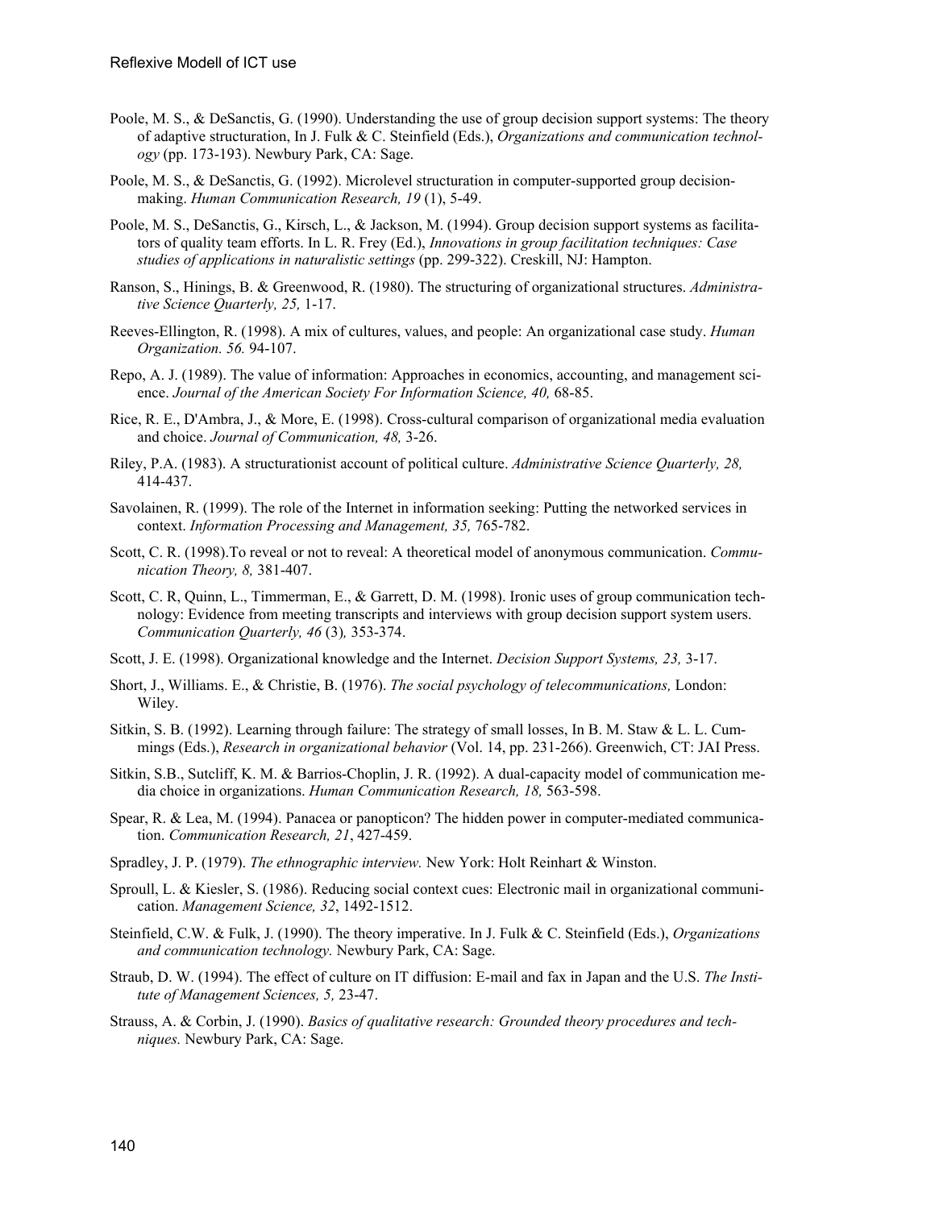Poole, M. S., & DeSanctis, G. (1990). Understanding the use of group decision support systems: The theory of adaptive structuration, In J. Fulk & C. Steinfield (Eds.), *Organizations and communication technology* (pp. 173-193). Newbury Park, CA: Sage.

Poole, M. S., & DeSanctis, G. (1992). Microlevel structuration in computer-supported group decision-making. *Human Communication Research, 19* (1), 5-49.

Poole, M. S., DeSanctis, G., Kirsch, L., & Jackson, M. (1994). Group decision support systems as facilitators of quality team efforts. In L. R. Frey (Ed.), *Innovations in group facilitation techniques: Case studies of applications in naturalistic settings* (pp. 299-322). Creskill, NJ: Hampton.

Ranson, S., Hinings, B. & Greenwood, R. (1980). The structuring of organizational structures. *Administrative Science Quarterly, 25,* 1-17.

Reeves-Ellington, R. (1998). A mix of cultures, values, and people: An organizational case study. *Human Organization. 56.* 94-107.

Repo, A. J. (1989). The value of information: Approaches in economics, accounting, and management science. *Journal of the American Society For Information Science, 40,* 68-85.

Rice, R. E., D'Ambra, J., & More, E. (1998). Cross-cultural comparison of organizational media evaluation and choice. *Journal of Communication, 48,* 3-26.

Riley, P.A. (1983). A structurationist account of political culture. *Administrative Science Quarterly, 28,* 414-437.

Savolainen, R. (1999). The role of the Internet in information seeking: Putting the networked services in context. *Information Processing and Management, 35,* 765-782.

Scott, C. R. (1998).To reveal or not to reveal: A theoretical model of anonymous communication. *Communication Theory, 8,* 381-407.

Scott, C. R, Quinn, L., Timmerman, E., & Garrett, D. M. (1998). Ironic uses of group communication technology: Evidence from meeting transcripts and interviews with group decision support system users. *Communication Quarterly, 46* (3)*,* 353-374.

Scott, J. E. (1998). Organizational knowledge and the Internet. *Decision Support Systems, 23,* 3-17.

Short, J., Williams. E., & Christie, B. (1976). *The social psychology of telecommunications,* London: Wiley.

Sitkin, S. B. (1992). Learning through failure: The strategy of small losses, In B. M. Staw & L. L. Cummings (Eds.), *Research in organizational behavior* (Vol. 14, pp. 231-266). Greenwich, CT: JAI Press.

Sitkin, S.B., Sutcliff, K. M. & Barrios-Choplin, J. R. (1992). A dual-capacity model of communication media choice in organizations. *Human Communication Research, 18,* 563-598.

Spear, R. & Lea, M. (1994). Panacea or panopticon? The hidden power in computer-mediated communication. *Communication Research, 21*, 427-459.

Spradley, J. P. (1979). *The ethnographic interview.* New York: Holt Reinhart & Winston.

Sproull, L. & Kiesler, S. (1986). Reducing social context cues: Electronic mail in organizational communication. *Management Science, 32*, 1492-1512.

Steinfield, C.W. & Fulk, J. (1990). The theory imperative. In J. Fulk & C. Steinfield (Eds.), *Organizations and communication technology.* Newbury Park, CA: Sage.

Straub, D. W. (1994). The effect of culture on IT diffusion: E-mail and fax in Japan and the U.S. *The Institute of Management Sciences, 5,* 23-47.

Strauss, A. & Corbin, J. (1990). *Basics of qualitative research: Grounded theory procedures and techniques.* Newbury Park, CA: Sage.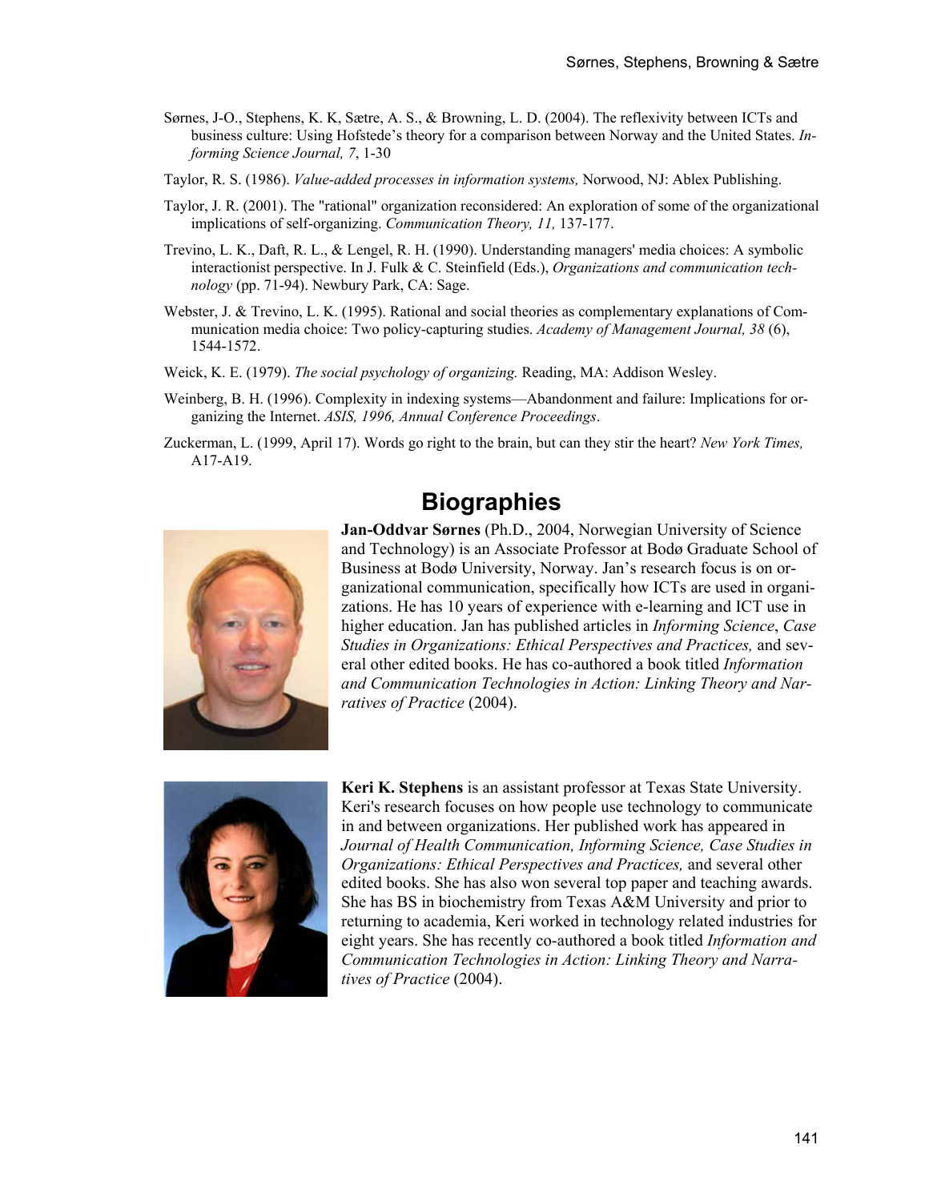Sørnes, J-O., Stephens, K. K, Sætre, A. S., & Browning, L. D. (2004). The reflexivity between ICTs and business culture: Using Hofstede's theory for a comparison between Norway and the United States. *Informing Science Journal, 7*, 1-30

Taylor, R. S. (1986). *Value-added processes in information systems,* Norwood, NJ: Ablex Publishing.

Taylor, J. R. (2001). The "rational" organization reconsidered: An exploration of some of the organizational implications of self-organizing. *Communication Theory, 11,* 137-177.

Trevino, L. K., Daft, R. L., & Lengel, R. H. (1990). Understanding managers' media choices: A symbolic interactionist perspective. In J. Fulk & C. Steinfield (Eds.), *Organizations and communication technology* (pp. 71-94). Newbury Park, CA: Sage.

Webster, J. & Trevino, L. K. (1995). Rational and social theories as complementary explanations of Communication media choice: Two policy-capturing studies. *Academy of Management Journal, 38* (6), 1544-1572.

Weick, K. E. (1979). *The social psychology of organizing.* Reading, MA: Addison Wesley.

Weinberg, B. H. (1996). Complexity in indexing systems—Abandonment and failure: Implications for organizing the Internet. *ASIS, 1996, Annual Conference Proceedings*.

Zuckerman, L. (1999, April 17). Words go right to the brain, but can they stir the heart? *New York Times,* A17-A19.

## Biographies

**Jan-Oddvar Sørnes** (Ph.D., 2004, Norwegian University of Science and Technology) is an Associate Professor at Bodø Graduate School of Business at Bodø University, Norway. Jan's research focus is on organizational communication, specifically how ICTs are used in organizations. He has 10 years of experience with e-learning and ICT use in higher education. Jan has published articles in *Informing Science*, *Case Studies in Organizations: Ethical Perspectives and Practices,* and several other edited books. He has co-authored a book titled *Information and Communication Technologies in Action: Linking Theory and Narratives of Practice* (2004).

**Keri K. Stephens** is an assistant professor at Texas State University. Keri's research focuses on how people use technology to communicate in and between organizations. Her published work has appeared in *Journal of Health Communication, Informing Science, Case Studies in Organizations: Ethical Perspectives and Practices,* and several other edited books. She has also won several top paper and teaching awards. She has BS in biochemistry from Texas A&M University and prior to returning to academia, Keri worked in technology related industries for eight years. She has recently co-authored a book titled *Information and Communication Technologies in Action: Linking Theory and Narratives of Practice* (2004).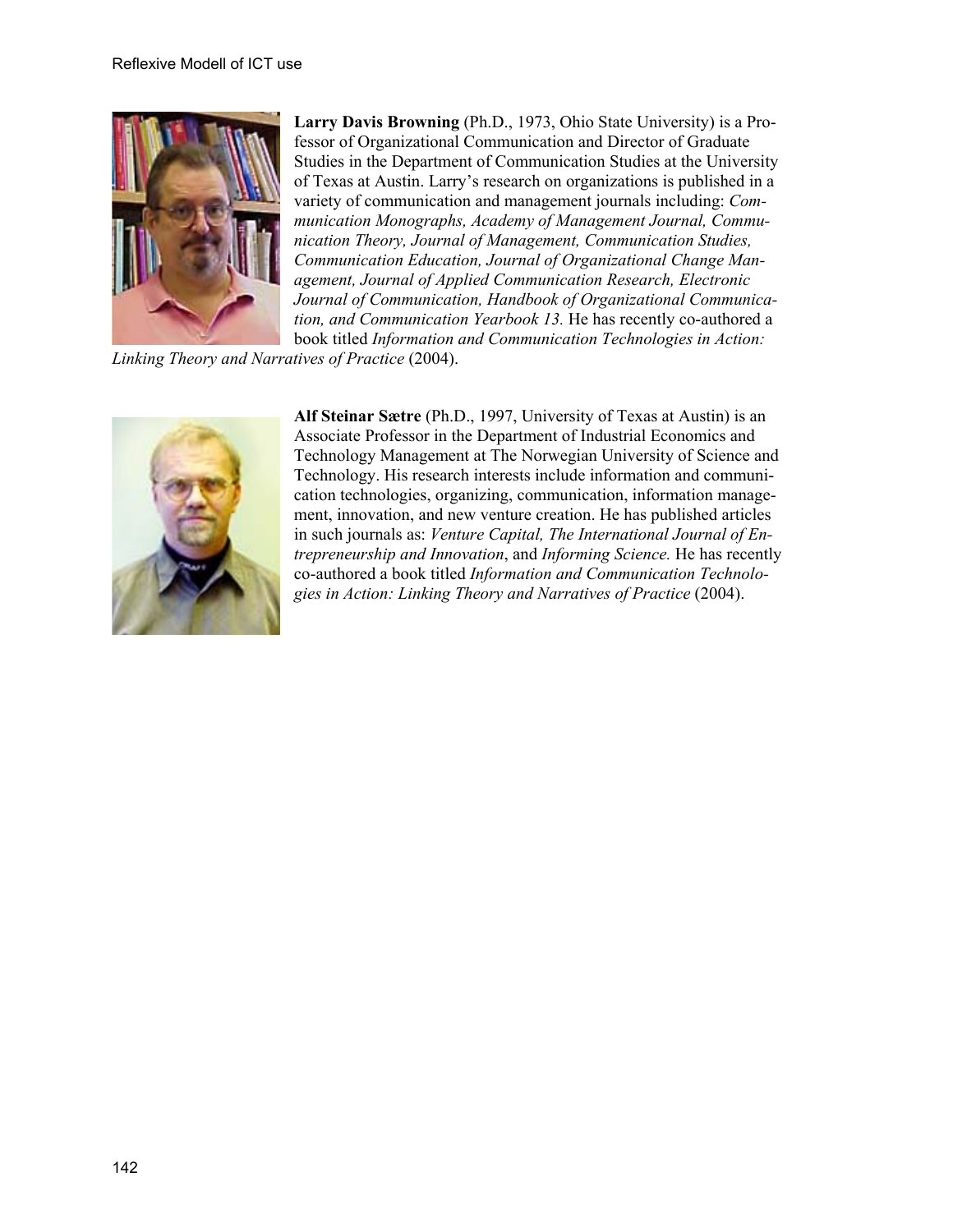**Larry Davis Browning** (Ph.D., 1973, Ohio State University) is a Professor of Organizational Communication and Director of Graduate Studies in the Department of Communication Studies at the University of Texas at Austin. Larry's research on organizations is published in a variety of communication and management journals including: *Communication Monographs, Academy of Management Journal, Communication Theory, Journal of Management, Communication Studies, Communication Education, Journal of Organizational Change Management, Journal of Applied Communication Research, Electronic Journal of Communication, Handbook of Organizational Communication, and Communication Yearbook 13.* He has recently co-authored a book titled *Information and Communication Technologies in Action: Linking Theory and Narratives of Practice* (2004).

**Alf Steinar Sætre** (Ph.D., 1997, University of Texas at Austin) is an Associate Professor in the Department of Industrial Economics and Technology Management at The Norwegian University of Science and Technology. His research interests include information and communication technologies, organizing, communication, information management, innovation, and new venture creation. He has published articles in such journals as: *Venture Capital, The International Journal of Entrepreneurship and Innovation*, and *Informing Science.* He has recently co-authored a book titled *Information and Communication Technologies in Action: Linking Theory and Narratives of Practice* (2004).